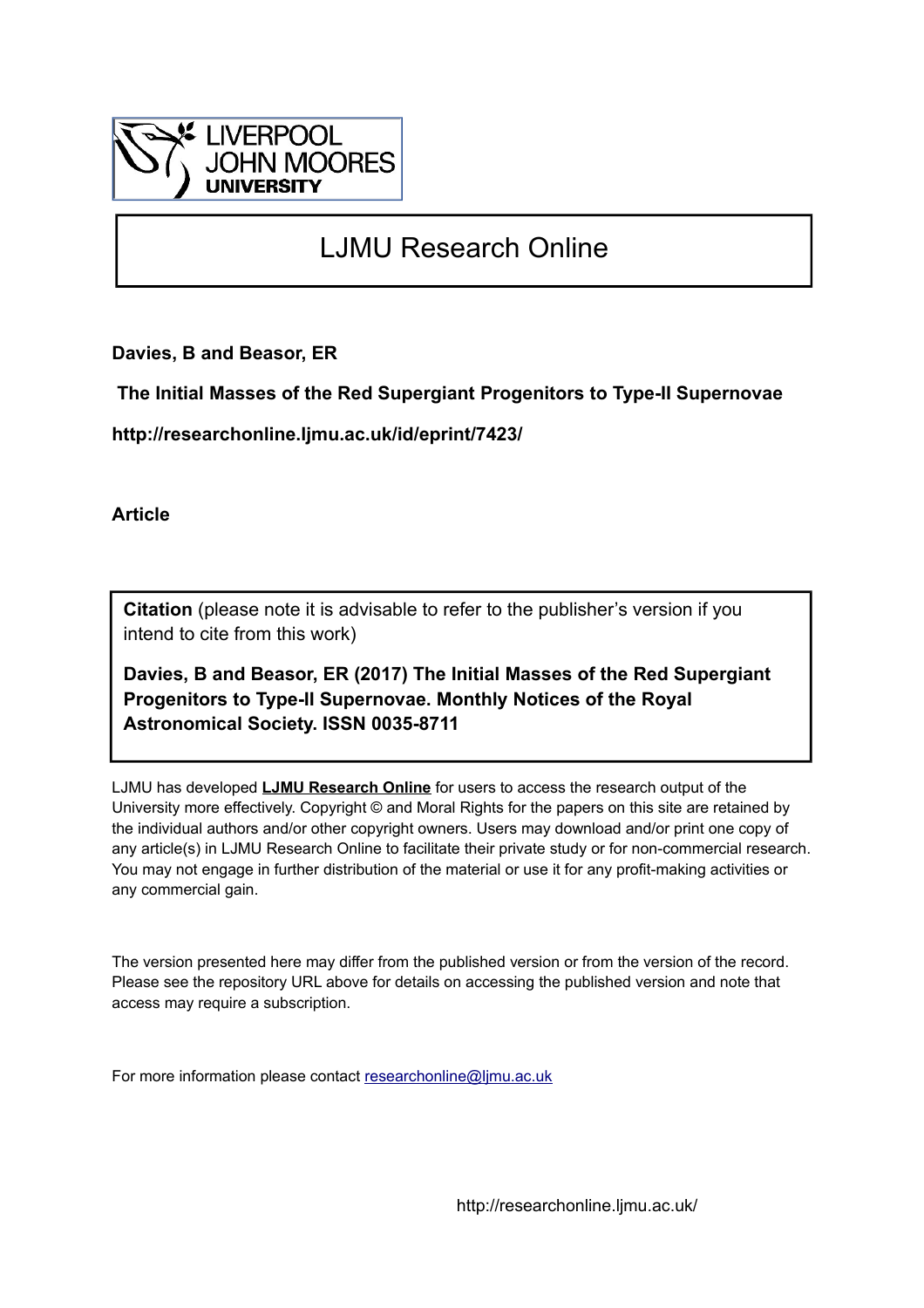LIVERPOOL
JOHN MOORES
UNIVERSITY

# LJMU Research Online

**Davies, B and Beasor, ER**

**The Initial Masses of the Red Supergiant Progenitors to Type-II Supernovae**

**http://researchonline.ljmu.ac.uk/id/eprint/7423/**

**Article**

**Citation** (please note it is advisable to refer to the publisher's version if you intend to cite from this work)

**Davies, B and Beasor, ER (2017) The Initial Masses of the Red Supergiant Progenitors to Type-II Supernovae. Monthly Notices of the Royal Astronomical Society. ISSN 0035-8711**

LJMU has developed **LJMU Research Online** for users to access the research output of the University more effectively. Copyright © and Moral Rights for the papers on this site are retained by the individual authors and/or other copyright owners. Users may download and/or print one copy of any article(s) in LJMU Research Online to facilitate their private study or for non-commercial research. You may not engage in further distribution of the material or use it for any profit-making activities or any commercial gain.

The version presented here may differ from the published version or from the version of the record. Please see the repository URL above for details on accessing the published version and note that access may require a subscription.

For more information please contact researchonline@ljmu.ac.uk

http://researchonline.ljmu.ac.uk/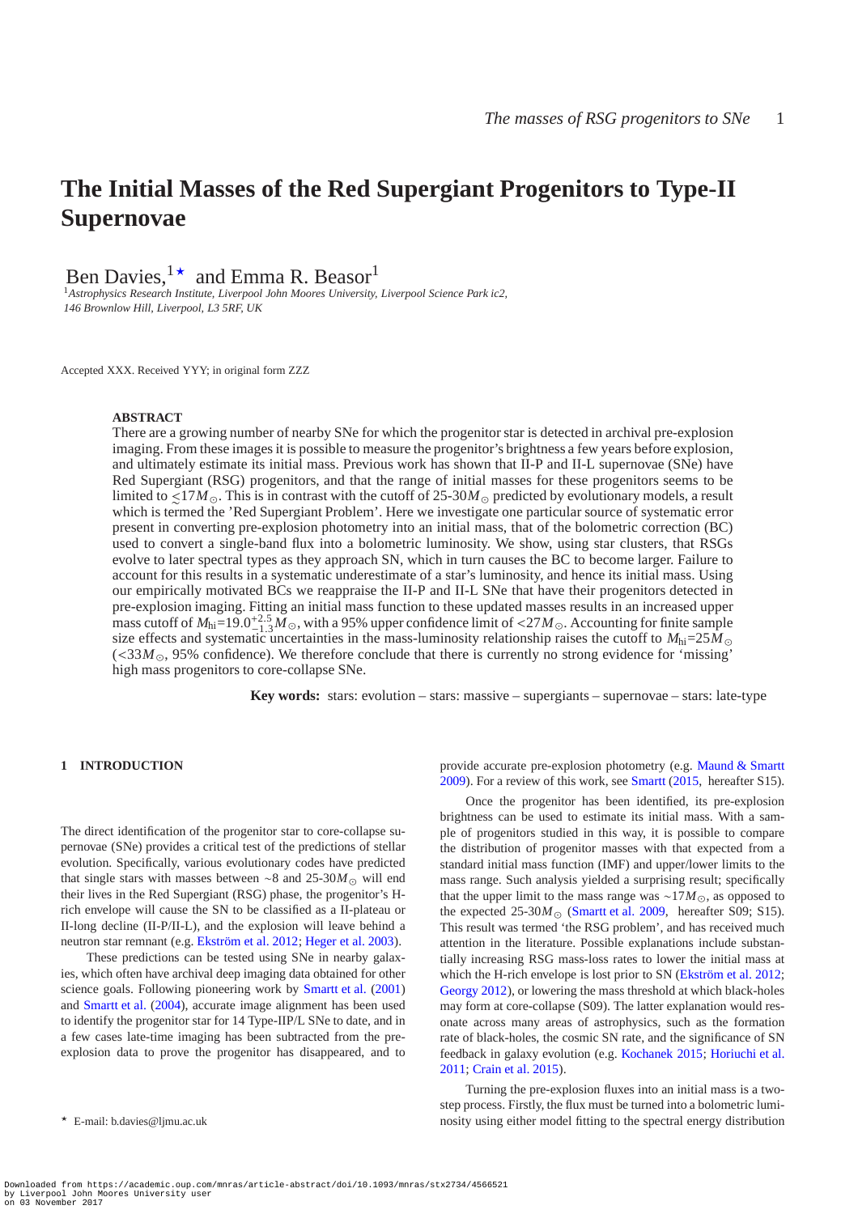# The Initial Masses of the Red Supergiant Progenitors to Type-II Supernovae

Ben Davies,[1★] and Emma R. Beasor[1]

[1]*Astrophysics Research Institute, Liverpool John Moores University, Liverpool Science Park ic2, 146 Brownlow Hill, Liverpool, L3 5RF, UK*

Accepted XXX. Received YYY; in original form ZZZ

## ABSTRACT

There are a growing number of nearby SNe for which the progenitor star is detected in archival pre-explosion imaging. From these images it is possible to measure the progenitor's brightness a few years before explosion, and ultimately estimate its initial mass. Previous work has shown that II-P and II-L supernovae (SNe) have Red Supergiant (RSG) progenitors, and that the range of initial masses for these progenitors seems to be limited to $\lesssim 17 M_\odot$. This is in contrast with the cutoff of 25-30$M_\odot$ predicted by evolutionary models, a result which is termed the 'Red Supergiant Problem'. Here we investigate one particular source of systematic error present in converting pre-explosion photometry into an initial mass, that of the bolometric correction (BC) used to convert a single-band flux into a bolometric luminosity. We show, using star clusters, that RSGs evolve to later spectral types as they approach SN, which in turn causes the BC to become larger. Failure to account for this results in a systematic underestimate of a star's luminosity, and hence its initial mass. Using our empirically motivated BCs we reappraise the II-P and II-L SNe that have their progenitors detected in pre-explosion imaging. Fitting an initial mass function to these updated masses results in an increased upper mass cutoff of $M_{\rm hi}$=19.0$^{+2.5}_{-1.3}M_\odot$, with a 95% upper confidence limit of <27$M_\odot$. Accounting for finite sample size effects and systematic uncertainties in the mass-luminosity relationship raises the cutoff to $M_{\rm hi}$=25$M_\odot$ (<33$M_\odot$, 95% confidence). We therefore conclude that there is currently no strong evidence for 'missing' high mass progenitors to core-collapse SNe.

**Key words:** stars: evolution – stars: massive – supergiants – supernovae – stars: late-type

## 1 INTRODUCTION

The direct identification of the progenitor star to core-collapse supernovae (SNe) provides a critical test of the predictions of stellar evolution. Specifically, various evolutionary codes have predicted that single stars with masses between ~8 and 25-30$M_\odot$ will end their lives in the Red Supergiant (RSG) phase, the progenitor's H-rich envelope will cause the SN to be classified as a II-plateau or II-long decline (II-P/II-L), and the explosion will leave behind a neutron star remnant (e.g. Ekström et al. 2012; Heger et al. 2003).

These predictions can be tested using SNe in nearby galaxies, which often have archival deep imaging data obtained for other science goals. Following pioneering work by Smartt et al. (2001) and Smartt et al. (2004), accurate image alignment has been used to identify the progenitor star for 14 Type-IIP/L SNe to date, and in a few cases late-time imaging has been subtracted from the pre-explosion data to prove the progenitor has disappeared, and to provide accurate pre-explosion photometry (e.g. Maund & Smartt 2009). For a review of this work, see Smartt (2015, hereafter S15).

Once the progenitor has been identified, its pre-explosion brightness can be used to estimate its initial mass. With a sample of progenitors studied in this way, it is possible to compare the distribution of progenitor masses with that expected from a standard initial mass function (IMF) and upper/lower limits to the mass range. Such analysis yielded a surprising result; specifically that the upper limit to the mass range was ~17$M_\odot$, as opposed to the expected 25-30$M_\odot$ (Smartt et al. 2009, hereafter S09; S15). This result was termed 'the RSG problem', and has received much attention in the literature. Possible explanations include substantially increasing RSG mass-loss rates to lower the initial mass at which the H-rich envelope is lost prior to SN (Ekström et al. 2012; Georgy 2012), or lowering the mass threshold at which black-holes may form at core-collapse (S09). The latter explanation would resonate across many areas of astrophysics, such as the formation rate of black-holes, the cosmic SN rate, and the significance of SN feedback in galaxy evolution (e.g. Kochanek 2015; Horiuchi et al. 2011; Crain et al. 2015).

Turning the pre-explosion fluxes into an initial mass is a two-step process. Firstly, the flux must be turned into a bolometric luminosity using either model fitting to the spectral energy distribution

★ E-mail: b.davies@ljmu.ac.uk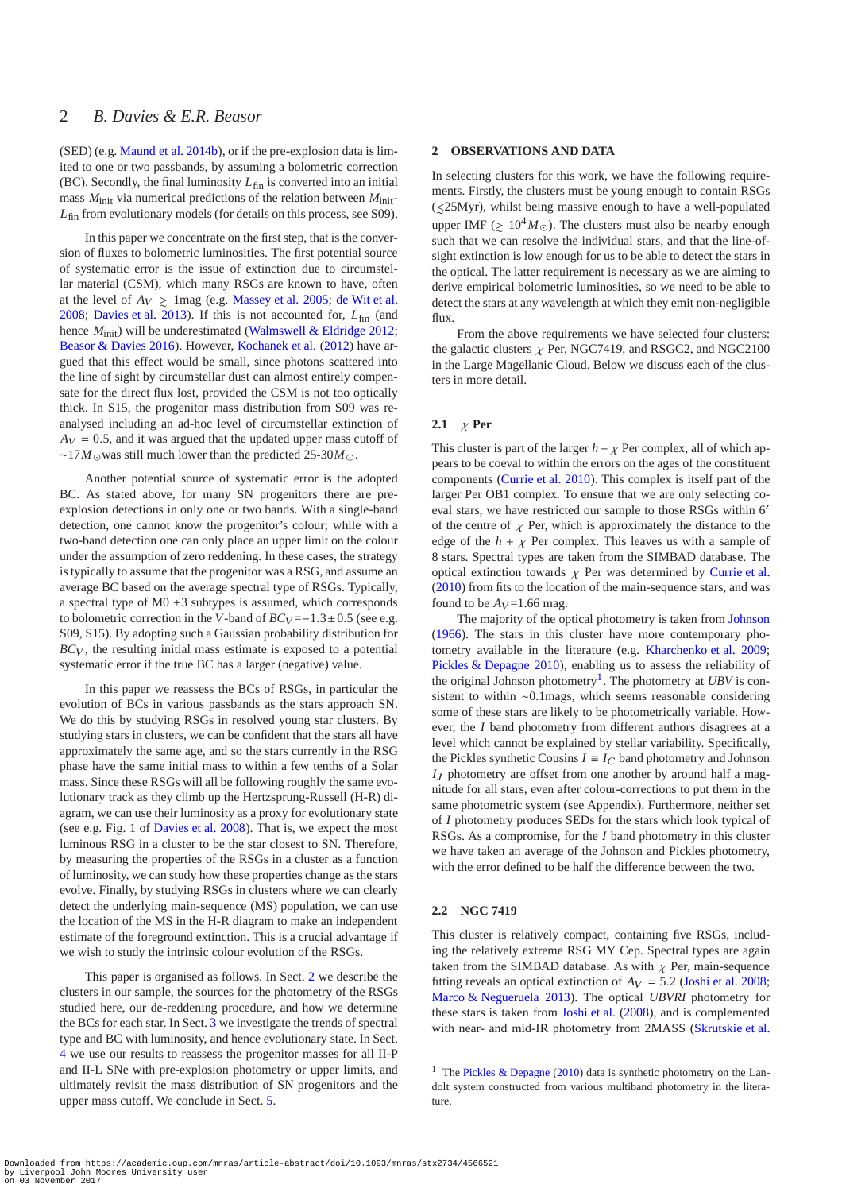(SED) (e.g. Maund et al. 2014b), or if the pre-explosion data is limited to one or two passbands, by assuming a bolometric correction (BC). Secondly, the final luminosity $L_{\rm fin}$ is converted into an initial mass $M_{\rm init}$ via numerical predictions of the relation between $M_{\rm init}$-$L_{\rm fin}$ from evolutionary models (for details on this process, see S09).

In this paper we concentrate on the first step, that is the conversion of fluxes to bolometric luminosities. The first potential source of systematic error is the issue of extinction due to circumstellar material (CSM), which many RSGs are known to have, often at the level of $A_V \gtrsim 1$mag (e.g. Massey et al. 2005; de Wit et al. 2008; Davies et al. 2013). If this is not accounted for, $L_{\rm fin}$ (and hence $M_{\rm init}$) will be underestimated (Walmswell & Eldridge 2012; Beasor & Davies 2016). However, Kochanek et al. (2012) have argued that this effect would be small, since photons scattered into the line of sight by circumstellar dust can almost entirely compensate for the direct flux lost, provided the CSM is not too optically thick. In S15, the progenitor mass distribution from S09 was re-analysed including an ad-hoc level of circumstellar extinction of $A_V = 0.5$, and it was argued that the updated upper mass cutoff of $\sim$17$M_\odot$was still much lower than the predicted 25-30$M_\odot$.

Another potential source of systematic error is the adopted BC. As stated above, for many SN progenitors there are pre-explosion detections in only one or two bands. With a single-band detection, one cannot know the progenitor's colour; while with a two-band detection one can only place an upper limit on the colour under the assumption of zero reddening. In these cases, the strategy is typically to assume that the progenitor was a RSG, and assume an average BC based on the average spectral type of RSGs. Typically, a spectral type of M0 $\pm$3 subtypes is assumed, which corresponds to bolometric correction in the $V$-band of $BC_V$=$-1.3\pm0.5$ (see e.g. S09, S15). By adopting such a Gaussian probability distribution for $BC_V$, the resulting initial mass is exposed to a potential systematic error if the true BC has a larger (negative) value.

In this paper we reassess the BCs of RSGs, in particular the evolution of BCs in various passbands as the stars approach SN. We do this by studying RSGs in resolved young star clusters. By studying stars in clusters, we can be confident that the stars all have approximately the same age, and so the stars currently in the RSG phase have the same initial mass to within a few tenths of a Solar mass. Since these RSGs will all be following roughly the same evolutionary track as they climb up the Hertzsprung-Russell (H-R) diagram, we can use their luminosity as a proxy for evolutionary state (see e.g. Fig. 1 of Davies et al. 2008). That is, we expect the most luminous RSG in a cluster to be the star closest to SN. Therefore, by measuring the properties of the RSGs in a cluster as a function of luminosity, we can study how these properties change as the stars evolve. Finally, by studying RSGs in clusters where we can clearly detect the underlying main-sequence (MS) population, we can use the location of the MS in the H-R diagram to make an independent estimate of the foreground extinction. This is a crucial advantage if we wish to study the intrinsic colour evolution of the RSGs.

This paper is organised as follows. In Sect. 2 we describe the clusters in our sample, the sources for the photometry of the RSGs studied here, our de-reddening procedure, and how we determine the BCs for each star. In Sect. 3 we investigate the trends of spectral type and BC with luminosity, and hence evolutionary state. In Sect. 4 we use our results to reassess the progenitor masses for all II-P and II-L SNe with pre-explosion photometry or upper limits, and ultimately revisit the mass distribution of SN progenitors and the upper mass cutoff. We conclude in Sect. 5.

## 2 OBSERVATIONS AND DATA

In selecting clusters for this work, we have the following requirements. Firstly, the clusters must be young enough to contain RSGs ($\lesssim$25Myr), whilst being massive enough to have a well-populated upper IMF ($\gtrsim 10^4 M_\odot$). The clusters must also be nearby enough such that we can resolve the individual stars, and that the line-of-sight extinction is low enough for us to be able to detect the stars in the optical. The latter requirement is necessary as we are aiming to derive empirical bolometric luminosities, so we need to be able to detect the stars at any wavelength at which they emit non-negligible flux.

From the above requirements we have selected four clusters: the galactic clusters $\chi$ Per, NGC7419, and RSGC2, and NGC2100 in the Large Magellanic Cloud. Below we discuss each of the clusters in more detail.

### 2.1 $\chi$ Per

This cluster is part of the larger $h+\chi$ Per complex, all of which appears to be coeval to within the errors on the ages of the constituent components (Currie et al. 2010). This complex is itself part of the larger Per OB1 complex. To ensure that we are only selecting coeval stars, we have restricted our sample to those RSGs within 6$'$ of the centre of $\chi$ Per, which is approximately the distance to the edge of the $h+\chi$ Per complex. This leaves us with a sample of 8 stars. Spectral types are taken from the SIMBAD database. The optical extinction towards $\chi$ Per was determined by Currie et al. (2010) from fits to the location of the main-sequence stars, and was found to be $A_V$=1.66 mag.

The majority of the optical photometry is taken from Johnson (1966). The stars in this cluster have more contemporary photometry available in the literature (e.g. Kharchenko et al. 2009; Pickles & Depagne 2010), enabling us to assess the reliability of the original Johnson photometry[1]. The photometry at $UBV$ is consistent to within $\sim$0.1mags, which seems reasonable considering some of these stars are likely to be photometrically variable. However, the $I$ band photometry from different authors disagrees at a level which cannot be explained by stellar variability. Specifically, the Pickles synthetic Cousins $I\equiv I_C$ band photometry and Johnson $I_J$ photometry are offset from one another by around half a magnitude for all stars, even after colour-corrections to put them in the same photometric system (see Appendix). Furthermore, neither set of $I$ photometry produces SEDs for the stars which look typical of RSGs. As a compromise, for the $I$ band photometry in this cluster we have taken an average of the Johnson and Pickles photometry, with the error defined to be half the difference between the two.

### 2.2 NGC 7419

This cluster is relatively compact, containing five RSGs, including the relatively extreme RSG MY Cep. Spectral types are again taken from the SIMBAD database. As with $\chi$ Per, main-sequence fitting reveals an optical extinction of $A_V$ = 5.2 (Joshi et al. 2008; Marco & Negueruela 2013). The optical $UBVRI$ photometry for these stars is taken from Joshi et al. (2008), and is complemented with near- and mid-IR photometry from 2MASS (Skrutskie et al.

[1] The Pickles & Depagne (2010) data is synthetic photometry on the Landolt system constructed from various multiband photometry in the literature.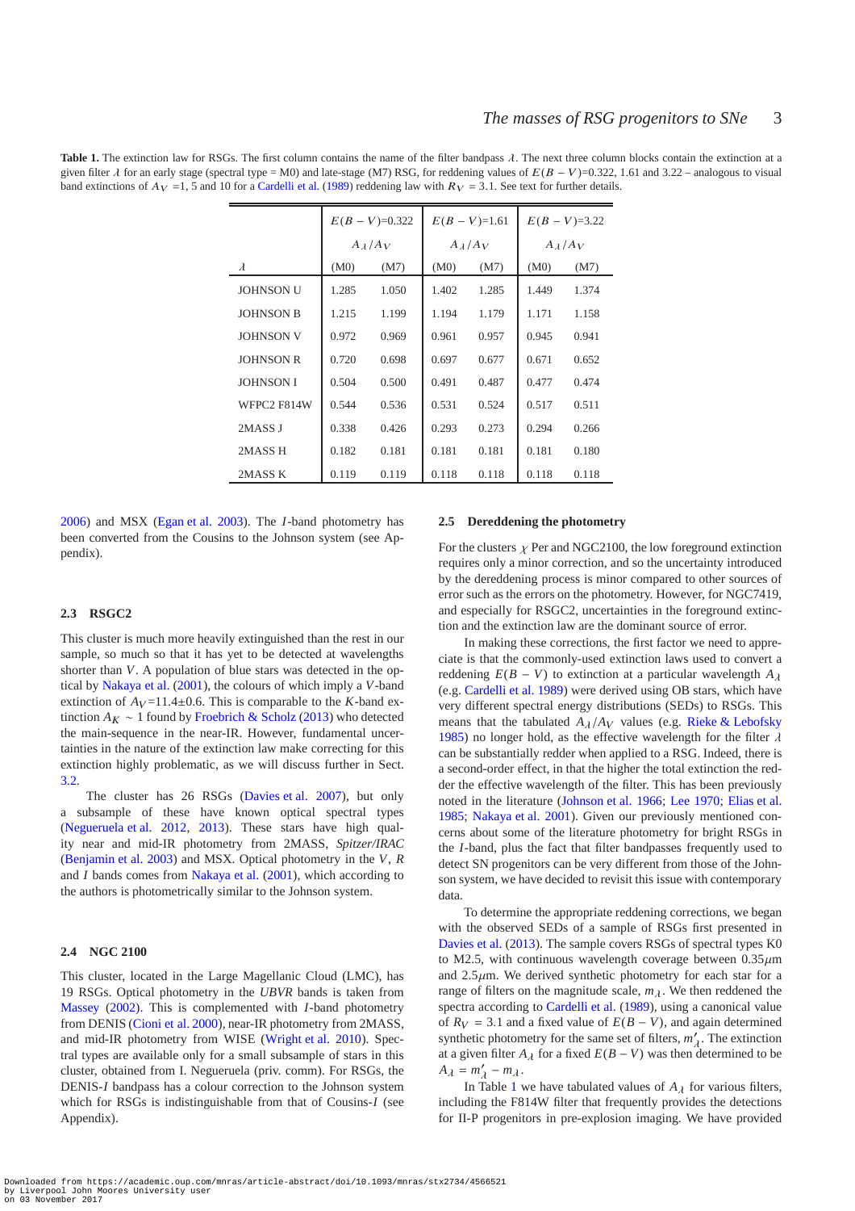**Table 1.** The extinction law for RSGs. The first column contains the name of the filter bandpass $\lambda$. The next three column blocks contain the extinction at a given filter $\lambda$ for an early stage (spectral type = M0) and late-stage (M7) RSG, for reddening values of $E(B-V)$=0.322, 1.61 and 3.22 – analogous to visual band extinctions of $A_V$ =1, 5 and 10 for a Cardelli et al. (1989) reddening law with $R_V$ = 3.1. See text for further details.

| | $E(B-V)$=0.322 | | $E(B-V)$=1.61 | | $E(B-V)$=3.22 | |
|---|---|---|---|---|---|---|
| | $A_\lambda/A_V$ | | $A_\lambda/A_V$ | | $A_\lambda/A_V$ | |
| $\lambda$ | (M0) | (M7) | (M0) | (M7) | (M0) | (M7) |
| JOHNSON U | 1.285 | 1.050 | 1.402 | 1.285 | 1.449 | 1.374 |
| JOHNSON B | 1.215 | 1.199 | 1.194 | 1.179 | 1.171 | 1.158 |
| JOHNSON V | 0.972 | 0.969 | 0.961 | 0.957 | 0.945 | 0.941 |
| JOHNSON R | 0.720 | 0.698 | 0.697 | 0.677 | 0.671 | 0.652 |
| JOHNSON I | 0.504 | 0.500 | 0.491 | 0.487 | 0.477 | 0.474 |
| WFPC2 F814W | 0.544 | 0.536 | 0.531 | 0.524 | 0.517 | 0.511 |
| 2MASS J | 0.338 | 0.426 | 0.293 | 0.273 | 0.294 | 0.266 |
| 2MASS H | 0.182 | 0.181 | 0.181 | 0.181 | 0.181 | 0.180 |
| 2MASS K | 0.119 | 0.119 | 0.118 | 0.118 | 0.118 | 0.118 |

2006) and MSX (Egan et al. 2003). The $I$-band photometry has been converted from the Cousins to the Johnson system (see Appendix).

### 2.3 RSGC2

This cluster is much more heavily extinguished than the rest in our sample, so much so that it has yet to be detected at wavelengths shorter than $V$. A population of blue stars was detected in the optical by Nakaya et al. (2001), the colours of which imply a $V$-band extinction of $A_V$=11.4±0.6. This is comparable to the $K$-band extinction $A_K \sim 1$ found by Froebrich & Scholz (2013) who detected the main-sequence in the near-IR. However, fundamental uncertainties in the nature of the extinction law make correcting for this extinction highly problematic, as we will discuss further in Sect. 3.2.

The cluster has 26 RSGs (Davies et al. 2007), but only a subsample of these have known optical spectral types (Negueruela et al. 2012, 2013). These stars have high quality near and mid-IR photometry from 2MASS, *Spitzer/IRAC* (Benjamin et al. 2003) and MSX. Optical photometry in the $V$, $R$ and $I$ bands comes from Nakaya et al. (2001), which according to the authors is photometrically similar to the Johnson system.

### 2.4 NGC 2100

This cluster, located in the Large Magellanic Cloud (LMC), has 19 RSGs. Optical photometry in the *UBVR* bands is taken from Massey (2002). This is complemented with $I$-band photometry from DENIS (Cioni et al. 2000), near-IR photometry from 2MASS, and mid-IR photometry from WISE (Wright et al. 2010). Spectral types are available only for a small subsample of stars in this cluster, obtained from I. Negueruela (priv. comm). For RSGs, the DENIS-$I$ bandpass has a colour correction to the Johnson system which for RSGs is indistinguishable from that of Cousins-$I$ (see Appendix).

### 2.5 Dereddening the photometry

For the clusters $\chi$ Per and NGC2100, the low foreground extinction requires only a minor correction, and so the uncertainty introduced by the dereddening process is minor compared to other sources of error such as the errors on the photometry. However, for NGC7419, and especially for RSGC2, uncertainties in the foreground extinction and the extinction law are the dominant source of error.

In making these corrections, the first factor we need to appreciate is that the commonly-used extinction laws used to convert a reddening $E(B-V)$ to extinction at a particular wavelength $A_\lambda$ (e.g. Cardelli et al. 1989) were derived using OB stars, which have very different spectral energy distributions (SEDs) to RSGs. This means that the tabulated $A_\lambda/A_V$ values (e.g. Rieke & Lebofsky 1985) no longer hold, as the effective wavelength for the filter $\lambda$ can be substantially redder when applied to a RSG. Indeed, there is a second-order effect, in that the higher the total extinction the redder the effective wavelength of the filter. This has been previously noted in the literature (Johnson et al. 1966; Lee 1970; Elias et al. 1985; Nakaya et al. 2001). Given our previously mentioned concerns about some of the literature photometry for bright RSGs in the $I$-band, plus the fact that filter bandpasses frequently used to detect SN progenitors can be very different from those of the Johnson system, we have decided to revisit this issue with contemporary data.

To determine the appropriate reddening corrections, we began with the observed SEDs of a sample of RSGs first presented in Davies et al. (2013). The sample covers RSGs of spectral types K0 to M2.5, with continuous wavelength coverage between 0.35$\mu$m and 2.5$\mu$m. We derived synthetic photometry for each star for a range of filters on the magnitude scale, $m_\lambda$. We then reddened the spectra according to Cardelli et al. (1989), using a canonical value of $R_V$ = 3.1 and a fixed value of $E(B-V)$, and again determined synthetic photometry for the same set of filters, $m'_\lambda$. The extinction at a given filter $A_\lambda$ for a fixed $E(B-V)$ was then determined to be $A_\lambda = m'_\lambda - m_\lambda$.

In Table 1 we have tabulated values of $A_\lambda$ for various filters, including the F814W filter that frequently provides the detections for II-P progenitors in pre-explosion imaging. We have provided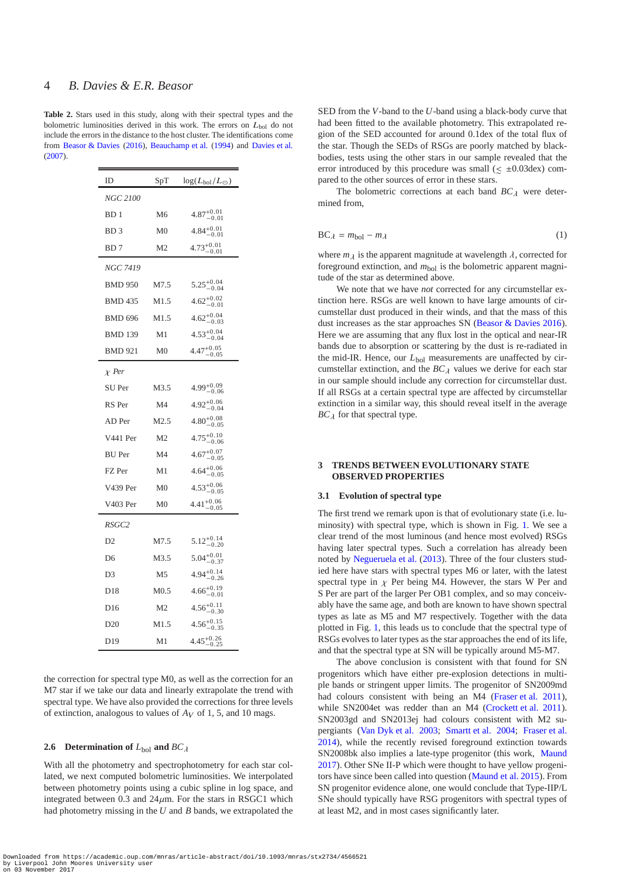**Table 2.** Stars used in this study, along with their spectral types and the bolometric luminosities derived in this work. The errors on $L_{\rm bol}$ do not include the errors in the distance to the host cluster. The identifications come from Beasor & Davies (2016), Beauchamp et al. (1994) and Davies et al. (2007).

| ID | SpT | $\log(L_{\rm bol}/L_\odot)$ |
|---|---|---|
| *NGC 2100* | | |
| BD 1 | M6 | $4.87^{+0.01}_{-0.01}$ |
| BD 3 | M0 | $4.84^{+0.01}_{-0.01}$ |
| BD 7 | M2 | $4.73^{+0.01}_{-0.01}$ |
| *NGC 7419* | | |
| BMD 950 | M7.5 | $5.25^{+0.04}_{-0.04}$ |
| BMD 435 | M1.5 | $4.62^{+0.02}_{-0.01}$ |
| BMD 696 | M1.5 | $4.62^{+0.04}_{-0.03}$ |
| BMD 139 | M1 | $4.53^{+0.04}_{-0.04}$ |
| BMD 921 | M0 | $4.47^{+0.05}_{-0.05}$ |
| *$\chi$ Per* | | |
| SU Per | M3.5 | $4.99^{+0.09}_{-0.06}$ |
| RS Per | M4 | $4.92^{+0.06}_{-0.04}$ |
| AD Per | M2.5 | $4.80^{+0.08}_{-0.05}$ |
| V441 Per | M2 | $4.75^{+0.10}_{-0.06}$ |
| BU Per | M4 | $4.67^{+0.07}_{-0.05}$ |
| FZ Per | M1 | $4.64^{+0.06}_{-0.05}$ |
| V439 Per | M0 | $4.53^{+0.06}_{-0.05}$ |
| V403 Per | M0 | $4.41^{+0.06}_{-0.05}$ |
| *RSGC2* | | |
| D2 | M7.5 | $5.12^{+0.14}_{-0.20}$ |
| D6 | M3.5 | $5.04^{+0.01}_{-0.37}$ |
| D3 | M5 | $4.94^{+0.14}_{-0.26}$ |
| D18 | M0.5 | $4.66^{+0.19}_{-0.01}$ |
| D16 | M2 | $4.56^{+0.11}_{-0.30}$ |
| D20 | M1.5 | $4.56^{+0.15}_{-0.35}$ |
| D19 | M1 | $4.45^{+0.26}_{-0.25}$ |

the correction for spectral type M0, as well as the correction for an M7 star if we take our data and linearly extrapolate the trend with spectral type. We have also provided the corrections for three levels of extinction, analogous to values of $A_V$ of 1, 5, and 10 mags.

### 2.6 Determination of $L_{\rm bol}$ and $BC_\lambda$

With all the photometry and spectrophotometry for each star collated, we next computed bolometric luminosities. We interpolated between photometry points using a cubic spline in log space, and integrated between 0.3 and 24$\mu$m. For the stars in RSGC1 which had photometry missing in the $U$ and $B$ bands, we extrapolated the SED from the $V$-band to the $U$-band using a black-body curve that had been fitted to the available photometry. This extrapolated region of the SED accounted for around 0.1dex of the total flux of the star. Though the SEDs of RSGs are poorly matched by black-bodies, tests using the other stars in our sample revealed that the error introduced by this procedure was small ($\lesssim \pm0.03$dex) compared to the other sources of error in these stars.

The bolometric corrections at each band $BC_\lambda$ were determined from,

$$\mathrm{BC}_\lambda = m_{\rm bol} - m_\lambda \tag{1}$$

where $m_\lambda$ is the apparent magnitude at wavelength $\lambda$, corrected for foreground extinction, and $m_{\rm bol}$ is the bolometric apparent magnitude of the star as determined above.

We note that we have *not* corrected for any circumstellar extinction here. RSGs are well known to have large amounts of circumstellar dust produced in their winds, and that the mass of this dust increases as the star approaches SN (Beasor & Davies 2016). Here we are assuming that any flux lost in the optical and near-IR bands due to absorption or scattering by the dust is re-radiated in the mid-IR. Hence, our $L_{\rm bol}$ measurements are unaffected by circumstellar extinction, and the $BC_\lambda$ values we derive for each star in our sample should include any correction for circumstellar dust. If all RSGs at a certain spectral type are affected by circumstellar extinction in a similar way, this should reveal itself in the average $BC_\lambda$ for that spectral type.

## 3 TRENDS BETWEEN EVOLUTIONARY STATE OBSERVED PROPERTIES

### 3.1 Evolution of spectral type

The first trend we remark upon is that of evolutionary state (i.e. luminosity) with spectral type, which is shown in Fig. 1. We see a clear trend of the most luminous (and hence most evolved) RSGs having later spectral types. Such a correlation has already been noted by Negueruela et al. (2013). Three of the four clusters studied here have stars with spectral types M6 or later, with the latest spectral type in $\chi$ Per being M4. However, the stars W Per and S Per are part of the larger Per OB1 complex, and so may conceivably have the same age, and both are known to have shown spectral types as late as M5 and M7 respectively. Together with the data plotted in Fig. 1, this leads us to conclude that the spectral type of RSGs evolves to later types as the star approaches the end of its life, and that the spectral type at SN will be typically around M5-M7.

The above conclusion is consistent with that found for SN progenitors which have either pre-explosion detections in multiple bands or stringent upper limits. The progenitor of SN2009md had colours consistent with being an M4 (Fraser et al. 2011), while SN2004et was redder than an M4 (Crockett et al. 2011). SN2003gd and SN2013ej had colours consistent with M2 supergiants (Van Dyk et al. 2003; Smartt et al. 2004; Fraser et al. 2014), while the recently revised foreground extinction towards SN2008bk also implies a late-type progenitor (this work, Maund 2017). Other SNe II-P which were thought to have yellow progenitors have since been called into question (Maund et al. 2015). From SN progenitor evidence alone, one would conclude that Type-IIP/L SNe should typically have RSG progenitors with spectral types of at least M2, and in most cases significantly later.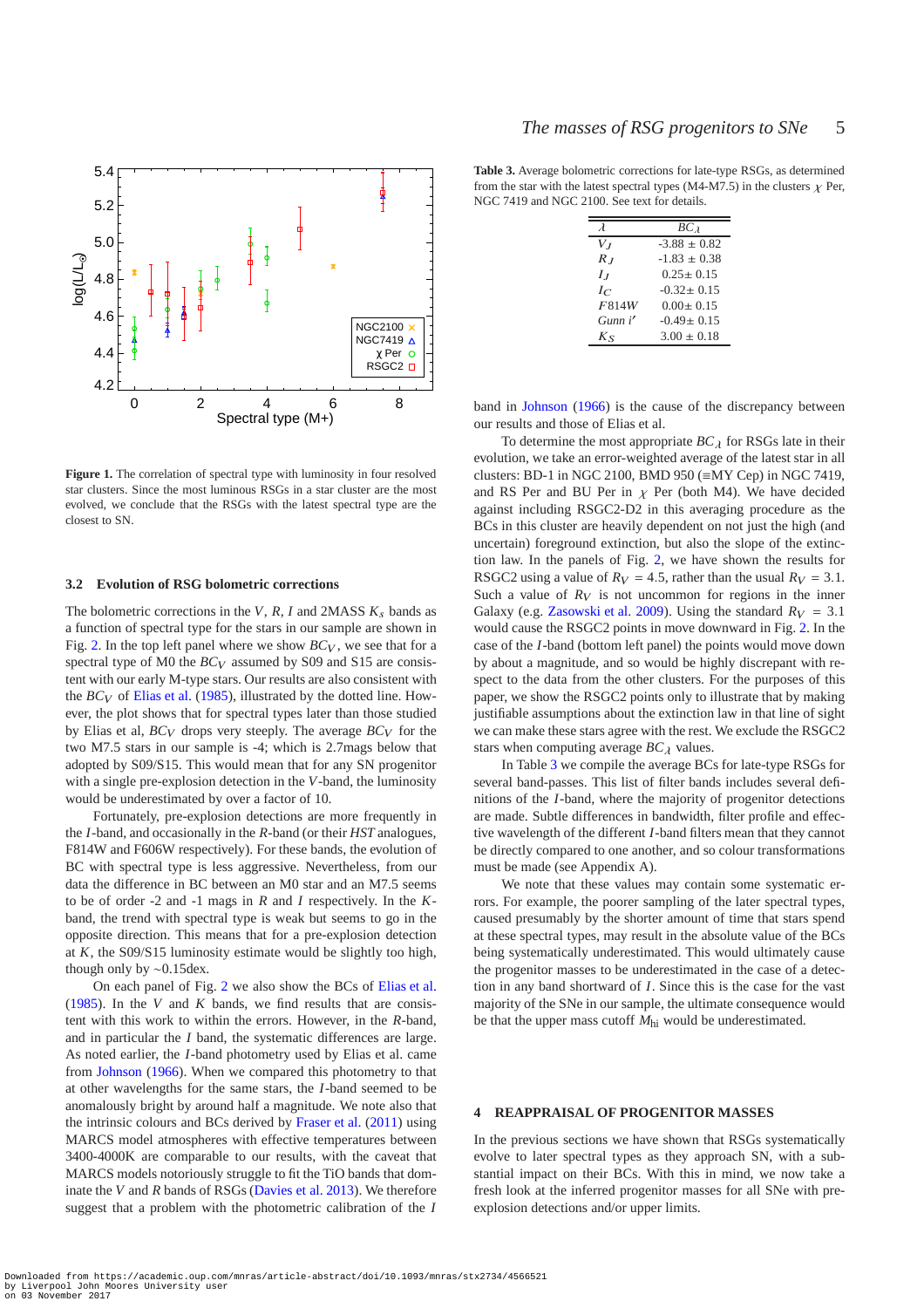**Figure 1.** The correlation of spectral type with luminosity in four resolved star clusters. Since the most luminous RSGs in a star cluster are the most evolved, we conclude that the RSGs with the latest spectral type are the closest to SN.

### 3.2 Evolution of RSG bolometric corrections

The bolometric corrections in the $V$, $R$, $I$ and 2MASS $K_s$ bands as a function of spectral type for the stars in our sample are shown in Fig. 2. In the top left panel where we show $BC_V$, we see that for a spectral type of M0 the $BC_V$ assumed by S09 and S15 are consistent with our early M-type stars. Our results are also consistent with the $BC_V$ of Elias et al. (1985), illustrated by the dotted line. However, the plot shows that for spectral types later than those studied by Elias et al, $BC_V$ drops very steeply. The average $BC_V$ for the two M7.5 stars in our sample is -4; which is 2.7mags below that adopted by S09/S15. This would mean that for any SN progenitor with a single pre-explosion detection in the $V$-band, the luminosity would be underestimated by over a factor of 10.

Fortunately, pre-explosion detections are more frequently in the $I$-band, and occasionally in the $R$-band (or their *HST* analogues, F814W and F606W respectively). For these bands, the evolution of BC with spectral type is less aggressive. Nevertheless, from our data the difference in BC between an M0 star and an M7.5 seems to be of order -2 and -1 mags in $R$ and $I$ respectively. In the $K$-band, the trend with spectral type is weak but seems to go in the opposite direction. This means that for a pre-explosion detection at $K$, the S09/S15 luminosity estimate would be slightly too high, though only by ~0.15dex.

On each panel of Fig. 2 we also show the BCs of Elias et al. (1985). In the $V$ and $K$ bands, we find results that are consistent with this work to within the errors. However, in the $R$-band, and in particular the $I$ band, the systematic differences are large. As noted earlier, the $I$-band photometry used by Elias et al. came from Johnson (1966). When we compared this photometry to that at other wavelengths for the same stars, the $I$-band seemed to be anomalously bright by around half a magnitude. We note also that the intrinsic colours and BCs derived by Fraser et al. (2011) using MARCS model atmospheres with effective temperatures between 3400-4000K are comparable to our results, with the caveat that MARCS models notoriously struggle to fit the TiO bands that dominate the $V$ and $R$ bands of RSGs (Davies et al. 2013). We therefore suggest that a problem with the photometric calibration of the $I$ band in Johnson (1966) is the cause of the discrepancy between our results and those of Elias et al.

To determine the most appropriate $BC_\lambda$ for RSGs late in their evolution, we take an error-weighted average of the latest star in all clusters: BD-1 in NGC 2100, BMD 950 (≡MY Cep) in NGC 7419, and RS Per and BU Per in $\chi$ Per (both M4). We have decided against including RSGC2-D2 in this averaging procedure as the BCs in this cluster are heavily dependent on not just the high (and uncertain) foreground extinction, but also the slope of the extinction law. In the panels of Fig. 2, we have shown the results for RSGC2 using a value of $R_V = 4.5$, rather than the usual $R_V = 3.1$. Such a value of $R_V$ is not uncommon for regions in the inner Galaxy (e.g. Zasowski et al. 2009). Using the standard $R_V = 3.1$ would cause the RSGC2 points in move downward in Fig. 2. In the case of the $I$-band (bottom left panel) the points would move down by about a magnitude, and so would be highly discrepant with respect to the data from the other clusters. For the purposes of this paper, we show the RSGC2 points only to illustrate that by making justifiable assumptions about the extinction law in that line of sight we can make these stars agree with the rest. We exclude the RSGC2 stars when computing average $BC_\lambda$ values.

In Table 3 we compile the average BCs for late-type RSGs for several band-passes. This list of filter bands includes several definitions of the $I$-band, where the majority of progenitor detections are made. Subtle differences in bandwidth, filter profile and effective wavelength of the different $I$-band filters mean that they cannot be directly compared to one another, and so colour transformations must be made (see Appendix A).

We note that these values may contain some systematic errors. For example, the poorer sampling of the later spectral types, caused presumably by the shorter amount of time that stars spend at these spectral types, may result in the absolute value of the BCs being systematically underestimated. This would ultimately cause the progenitor masses to be underestimated in the case of a detection in any band shortward of $I$. Since this is the case for the vast majority of the SNe in our sample, the ultimate consequence would be that the upper mass cutoff $M_{\rm hi}$ would be underestimated.

**Table 3.** Average bolometric corrections for late-type RSGs, as determined from the star with the latest spectral types (M4-M7.5) in the clusters $\chi$ Per, NGC 7419 and NGC 2100. See text for details.

| $\lambda$ | $BC_\lambda$ |
|---|---|
| $V_J$ | -3.88 ± 0.82 |
| $R_J$ | -1.83 ± 0.38 |
| $I_J$ | 0.25± 0.15 |
| $I_C$ | -0.32± 0.15 |
| $F814W$ | 0.00± 0.15 |
| *Gunn i′* | -0.49± 0.15 |
| $K_S$ | 3.00 ± 0.18 |

## 4 REAPPRAISAL OF PROGENITOR MASSES

In the previous sections we have shown that RSGs systematically evolve to later spectral types as they approach SN, with a substantial impact on their BCs. With this in mind, we now take a fresh look at the inferred progenitor masses for all SNe with pre-explosion detections and/or upper limits.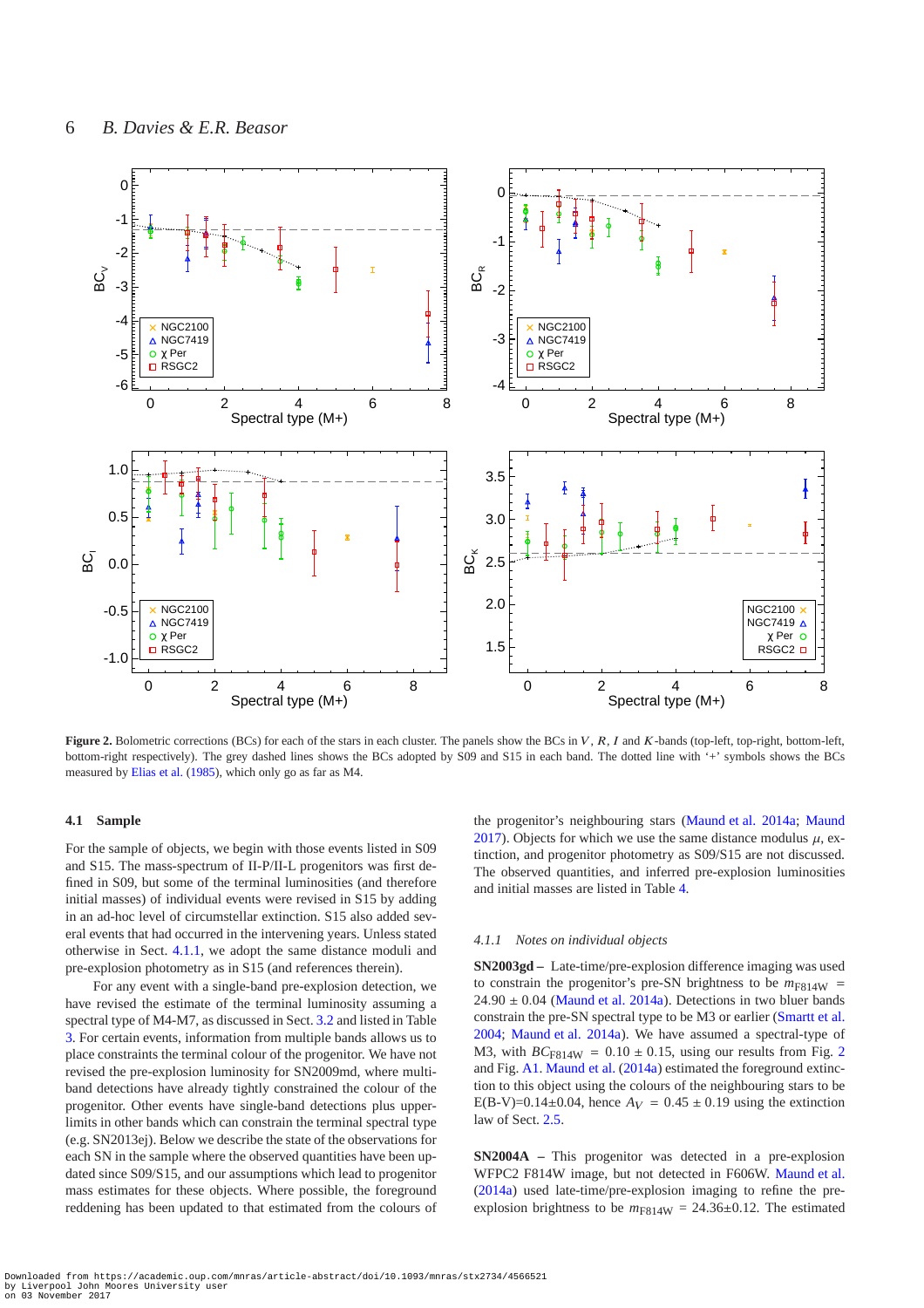**Figure 2.** Bolometric corrections (BCs) for each of the stars in each cluster. The panels show the BCs in $V$, $R$, $I$ and $K$-bands (top-left, top-right, bottom-left, bottom-right respectively). The grey dashed lines shows the BCs adopted by S09 and S15 in each band. The dotted line with '+' symbols shows the BCs measured by Elias et al. (1985), which only go as far as M4.

### 4.1 Sample

For the sample of objects, we begin with those events listed in S09 and S15. The mass-spectrum of II-P/II-L progenitors was first defined in S09, but some of the terminal luminosities (and therefore initial masses) of individual events were revised in S15 by adding in an ad-hoc level of circumstellar extinction. S15 also added several events that had occurred in the intervening years. Unless stated otherwise in Sect. 4.1.1, we adopt the same distance moduli and pre-explosion photometry as in S15 (and references therein).

For any event with a single-band pre-explosion detection, we have revised the estimate of the terminal luminosity assuming a spectral type of M4-M7, as discussed in Sect. 3.2 and listed in Table 3. For certain events, information from multiple bands allows us to place constraints the terminal colour of the progenitor. We have not revised the pre-explosion luminosity for SN2009md, where multi-band detections have already tightly constrained the colour of the progenitor. Other events have single-band detections plus upper-limits in other bands which can constrain the terminal spectral type (e.g. SN2013ej). Below we describe the state of the observations for each SN in the sample where the observed quantities have been updated since S09/S15, and our assumptions which lead to progenitor mass estimates for these objects. Where possible, the foreground reddening has been updated to that estimated from the colours of the progenitor's neighbouring stars (Maund et al. 2014a; Maund 2017). Objects for which we use the same distance modulus $\mu$, extinction, and progenitor photometry as S09/S15 are not discussed. The observed quantities, and inferred pre-explosion luminosities and initial masses are listed in Table 4.

#### 4.1.1 Notes on individual objects

**SN2003gd –** Late-time/pre-explosion difference imaging was used to constrain the progenitor's pre-SN brightness to be $m_{\rm F814W}$ = 24.90 ± 0.04 (Maund et al. 2014a). Detections in two bluer bands constrain the pre-SN spectral type to be M3 or earlier (Smartt et al. 2004; Maund et al. 2014a). We have assumed a spectral-type of M3, with $BC_{\rm F814W}$ = 0.10 ± 0.15, using our results from Fig. 2 and Fig. A1. Maund et al. (2014a) estimated the foreground extinction to this object using the colours of the neighbouring stars to be E(B-V)=0.14±0.04, hence $A_V$ = 0.45 ± 0.19 using the extinction law of Sect. 2.5.

**SN2004A –** This progenitor was detected in a pre-explosion WFPC2 F814W image, but not detected in F606W. Maund et al. (2014a) used late-time/pre-explosion imaging to refine the pre-explosion brightness to be $m_{\rm F814W}$ = 24.36±0.12. The estimated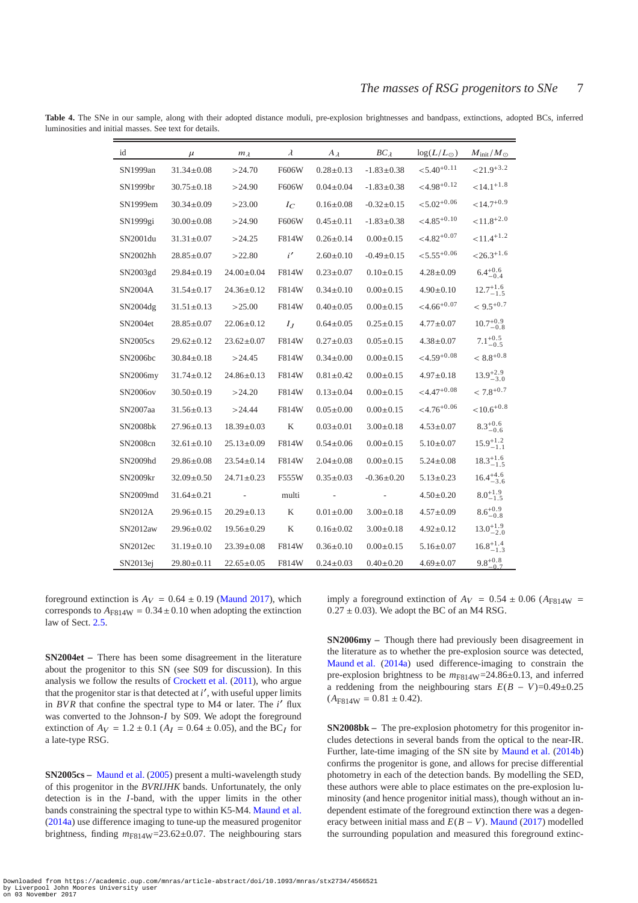**Table 4.** The SNe in our sample, along with their adopted distance moduli, pre-explosion brightnesses and bandpass, extinctions, adopted BCs, inferred luminosities and initial masses. See text for details.

| id | $\mu$ | $m_\lambda$ | $\lambda$ | $A_\lambda$ | $BC_\lambda$ | $\log(L/L_\odot)$ | $M_{\rm init}/M_\odot$ |
|---|---|---|---|---|---|---|---|
| SN1999an | 31.34±0.08 | >24.70 | F606W | 0.28±0.13 | -1.83±0.38 | $<5.40^{+0.11}$ | $<21.9^{+3.2}$ |
| SN1999br | 30.75±0.18 | >24.90 | F606W | 0.04±0.04 | -1.83±0.38 | $<4.98^{+0.12}$ | $<14.1^{+1.8}$ |
| SN1999em | 30.34±0.09 | >23.00 | $I_C$ | 0.16±0.08 | -0.32±0.15 | $<5.02^{+0.06}$ | $<14.7^{+0.9}$ |
| SN1999gi | 30.00±0.08 | >24.90 | F606W | 0.45±0.11 | -1.83±0.38 | $<4.85^{+0.10}$ | $<11.8^{+2.0}$ |
| SN2001du | 31.31±0.07 | >24.25 | F814W | 0.26±0.14 | 0.00±0.15 | $<4.82^{+0.07}$ | $<11.4^{+1.2}$ |
| SN2002hh | 28.85±0.07 | >22.80 | $i'$ | 2.60±0.10 | -0.49±0.15 | $<5.55^{+0.06}$ | $<26.3^{+1.6}$ |
| SN2003gd | 29.84±0.19 | 24.00±0.04 | F814W | 0.23±0.07 | 0.10±0.15 | 4.28±0.09 | $6.4^{+0.6}_{-0.4}$ |
| SN2004A | 31.54±0.17 | 24.36±0.12 | F814W | 0.34±0.10 | 0.00±0.15 | 4.90±0.10 | $12.7^{+1.6}_{-1.5}$ |
| SN2004dg | 31.51±0.13 | >25.00 | F814W | 0.40±0.05 | 0.00±0.15 | $<4.66^{+0.07}$ | $<9.5^{+0.7}$ |
| SN2004et | 28.85±0.07 | 22.06±0.12 | $I_J$ | 0.64±0.05 | 0.25±0.15 | 4.77±0.07 | $10.7^{+0.9}_{-0.8}$ |
| SN2005cs | 29.62±0.12 | 23.62±0.07 | F814W | 0.27±0.03 | 0.05±0.15 | 4.38±0.07 | $7.1^{+0.5}_{-0.5}$ |
| SN2006bc | 30.84±0.18 | >24.45 | F814W | 0.34±0.00 | 0.00±0.15 | $<4.59^{+0.08}$ | $<8.8^{+0.8}$ |
| SN2006my | 31.74±0.12 | 24.86±0.13 | F814W | 0.81±0.42 | 0.00±0.15 | 4.97±0.18 | $13.9^{+2.9}_{-3.0}$ |
| SN2006ov | 30.50±0.19 | >24.20 | F814W | 0.13±0.04 | 0.00±0.15 | $<4.47^{+0.08}$ | $<7.8^{+0.7}$ |
| SN2007aa | 31.56±0.13 | >24.44 | F814W | 0.05±0.00 | 0.00±0.15 | $<4.76^{+0.06}$ | $<10.6^{+0.8}$ |
| SN2008bk | 27.96±0.13 | 18.39±0.03 | K | 0.03±0.01 | 3.00±0.18 | 4.53±0.07 | $8.3^{+0.6}_{-0.6}$ |
| SN2008cn | 32.61±0.10 | 25.13±0.09 | F814W | 0.54±0.06 | 0.00±0.15 | 5.10±0.07 | $15.9^{+1.2}_{-1.1}$ |
| SN2009hd | 29.86±0.08 | 23.54±0.14 | F814W | 2.04±0.08 | 0.00±0.15 | 5.24±0.08 | $18.3^{+1.6}_{-1.5}$ |
| SN2009kr | 32.09±0.50 | 24.71±0.23 | F555W | 0.35±0.03 | -0.36±0.20 | 5.13±0.23 | $16.4^{+4.6}_{-3.6}$ |
| SN2009md | 31.64±0.21 | - | multi | - | - | 4.50±0.20 | $8.0^{+1.9}_{-1.5}$ |
| SN2012A | 29.96±0.15 | 20.29±0.13 | K | 0.01±0.00 | 3.00±0.18 | 4.57±0.09 | $8.6^{+0.9}_{-0.8}$ |
| SN2012aw | 29.96±0.02 | 19.56±0.29 | K | 0.16±0.02 | 3.00±0.18 | 4.92±0.12 | $13.0^{+1.9}_{-2.0}$ |
| SN2012ec | 31.19±0.10 | 23.39±0.08 | F814W | 0.36±0.10 | 0.00±0.15 | 5.16±0.07 | $16.8^{+1.4}_{-1.3}$ |
| SN2013ej | 29.80±0.11 | 22.65±0.05 | F814W | 0.24±0.03 | 0.40±0.20 | 4.69±0.07 | $9.8^{+0.8}_{-0.7}$ |

foreground extinction is $A_V = 0.64 \pm 0.19$ (Maund 2017), which corresponds to $A_{\rm F814W} = 0.34 \pm 0.10$ when adopting the extinction law of Sect. 2.5.

**SN2004et –** There has been some disagreement in the literature about the progenitor to this SN (see S09 for discussion). In this analysis we follow the results of Crockett et al. (2011), who argue that the progenitor star is that detected at $i'$, with useful upper limits in *BVR* that confine the spectral type to M4 or later. The $i'$ flux was converted to the Johnson-$I$ by S09. We adopt the foreground extinction of $A_V = 1.2 \pm 0.1$ ($A_I = 0.64 \pm 0.05$), and the BC$_I$ for a late-type RSG.

**SN2005cs –** Maund et al. (2005) present a multi-wavelength study of this progenitor in the *BVRIJHK* bands. Unfortunately, the only detection is in the $I$-band, with the upper limits in the other bands constraining the spectral type to within K5-M4. Maund et al. (2014a) use difference imaging to tune-up the measured progenitor brightness, finding $m_{\rm F814W}$=23.62±0.07. The neighbouring stars imply a foreground extinction of $A_V = 0.54 \pm 0.06$ ($A_{\rm F814W} = 0.27 \pm 0.03$). We adopt the BC of an M4 RSG.

**SN2006my –** Though there had previously been disagreement in the literature as to whether the pre-explosion source was detected, Maund et al. (2014a) used difference-imaging to constrain the pre-explosion brightness to be $m_{\rm F814W}$=24.86±0.13, and inferred a reddening from the neighbouring stars $E(B-V)$=0.49±0.25 ($A_{\rm F814W} = 0.81 \pm 0.42$).

**SN2008bk –** The pre-explosion photometry for this progenitor includes detections in several bands from the optical to the near-IR. Further, late-time imaging of the SN site by Maund et al. (2014b) confirms the progenitor is gone, and allows for precise differential photometry in each of the detection bands. By modelling the SED, these authors were able to place estimates on the pre-explosion luminosity (and hence progenitor initial mass), though without an independent estimate of the foreground extinction there was a degeneracy between initial mass and $E(B-V)$. Maund (2017) modelled the surrounding population and measured this foreground extinc-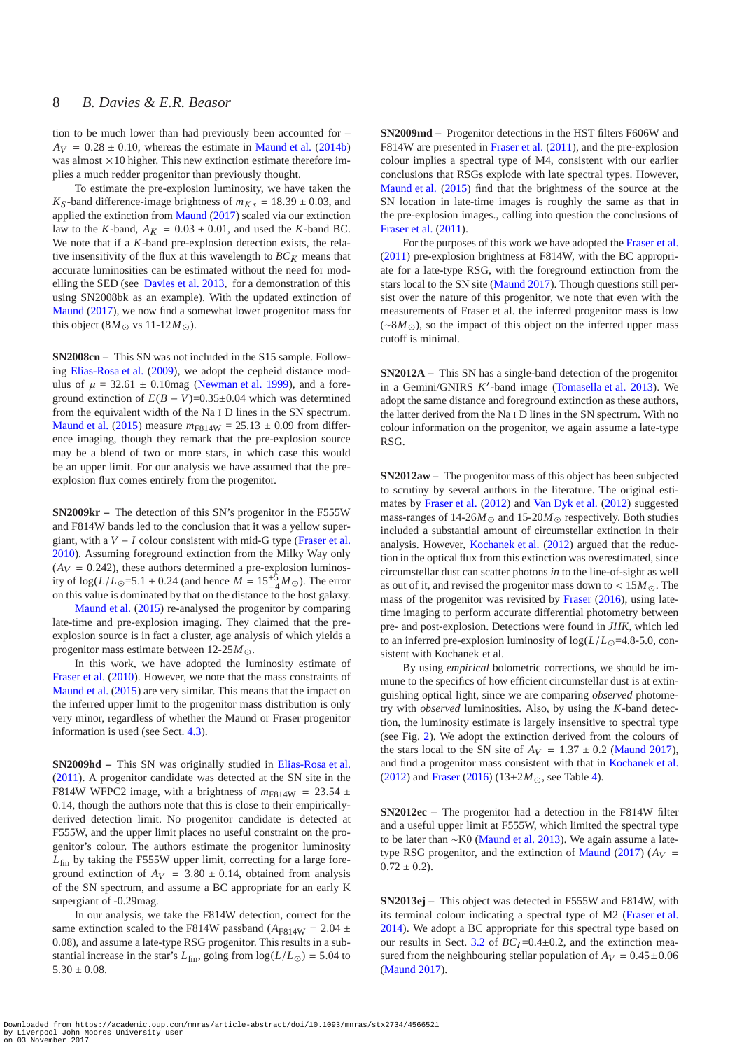tion to be much lower than had previously been accounted for – $A_V = 0.28 \pm 0.10$, whereas the estimate in Maund et al. (2014b) was almost $\times 10$ higher. This new extinction estimate therefore implies a much redder progenitor than previously thought.

To estimate the pre-explosion luminosity, we have taken the $K_S$-band difference-image brightness of $m_{K_S} = 18.39 \pm 0.03$, and applied the extinction from Maund (2017) scaled via our extinction law to the $K$-band, $A_K = 0.03 \pm 0.01$, and used the $K$-band BC. We note that if a $K$-band pre-explosion detection exists, the relative insensitivity of the flux at this wavelength to $BC_K$ means that accurate luminosities can be estimated without the need for modelling the SED (see Davies et al. 2013, for a demonstration of this using SN2008bk as an example). With the updated extinction of Maund (2017), we now find a somewhat lower progenitor mass for this object ($8M_\odot$ vs 11-12$M_\odot$).

**SN2008cn –** This SN was not included in the S15 sample. Following Elias-Rosa et al. (2009), we adopt the cepheid distance modulus of $\mu = 32.61 \pm 0.10$mag (Newman et al. 1999), and a foreground extinction of $E(B-V)$=0.35±0.04 which was determined from the equivalent width of the Na I D lines in the SN spectrum. Maund et al. (2015) measure $m_{\rm F814W} = 25.13 \pm 0.09$ from difference imaging, though they remark that the pre-explosion source may be a blend of two or more stars, in which case this would be an upper limit. For our analysis we have assumed that the pre-explosion flux comes entirely from the progenitor.

**SN2009kr –** The detection of this SN's progenitor in the F555W and F814W bands led to the conclusion that it was a yellow supergiant, with a $V-I$ colour consistent with mid-G type (Fraser et al. 2010). Assuming foreground extinction from the Milky Way only ($A_V = 0.242$), these authors determined a pre-explosion luminosity of $\log(L/L_\odot$=5.1 ± 0.24 (and hence $M = 15^{+5}_{-4}M_\odot$). The error on this value is dominated by that on the distance to the host galaxy.

Maund et al. (2015) re-analysed the progenitor by comparing late-time and pre-explosion imaging. They claimed that the pre-explosion source is in fact a cluster, age analysis of which yields a progenitor mass estimate between 12-25$M_\odot$.

In this work, we have adopted the luminosity estimate of Fraser et al. (2010). However, we note that the mass constraints of Maund et al. (2015) are very similar. This means that the impact on the inferred upper limit to the progenitor mass distribution is only very minor, regardless of whether the Maund or Fraser progenitor information is used (see Sect. 4.3).

**SN2009hd –** This SN was originally studied in Elias-Rosa et al. (2011). A progenitor candidate was detected at the SN site in the F814W WFPC2 image, with a brightness of $m_{\rm F814W} = 23.54 \pm 0.14$, though the authors note that this is close to their empirically-derived detection limit. No progenitor candidate is detected at F555W, and the upper limit places no useful constraint on the progenitor's colour. The authors estimate the progenitor luminosity $L_{\rm fin}$ by taking the F555W upper limit, correcting for a large foreground extinction of $A_V = 3.80 \pm 0.14$, obtained from analysis of the SN spectrum, and assume a BC appropriate for an early K supergiant of -0.29mag.

In our analysis, we take the F814W detection, correct for the same extinction scaled to the F814W passband ($A_{\rm F814W} = 2.04 \pm 0.08$), and assume a late-type RSG progenitor. This results in a substantial increase in the star's $L_{\rm fin}$, going from $\log(L/L_\odot) = 5.04$ to $5.30 \pm 0.08$.

**SN2009md –** Progenitor detections in the HST filters F606W and F814W are presented in Fraser et al. (2011), and the pre-explosion colour implies a spectral type of M4, consistent with our earlier conclusions that RSGs explode with late spectral types. However, Maund et al. (2015) find that the brightness of the source at the SN location in late-time images is roughly the same as that in the pre-explosion images., calling into question the conclusions of Fraser et al. (2011).

For the purposes of this work we have adopted the Fraser et al. (2011) pre-explosion brightness at F814W, with the BC appropriate for a late-type RSG, with the foreground extinction from the stars local to the SN site (Maund 2017). Though questions still persist over the nature of this progenitor, we note that even with the measurements of Fraser et al. the inferred progenitor mass is low (~$8M_\odot$), so the impact of this object on the inferred upper mass cutoff is minimal.

**SN2012A –** This SN has a single-band detection of the progenitor in a Gemini/GNIRS $K'$-band image (Tomasella et al. 2013). We adopt the same distance and foreground extinction as these authors, the latter derived from the Na I D lines in the SN spectrum. With no colour information on the progenitor, we again assume a late-type RSG.

**SN2012aw –** The progenitor mass of this object has been subjected to scrutiny by several authors in the literature. The original estimates by Fraser et al. (2012) and Van Dyk et al. (2012) suggested mass-ranges of 14-26$M_\odot$ and 15-20$M_\odot$ respectively. Both studies included a substantial amount of circumstellar extinction in their analysis. However, Kochanek et al. (2012) argued that the reduction in the optical flux from this extinction was overestimated, since circumstellar dust can scatter photons *in* to the line-of-sight as well as out of it, and revised the progenitor mass down to < 15$M_\odot$. The mass of the progenitor was revisited by Fraser (2016), using late-time imaging to perform accurate differential photometry between pre- and post-explosion. Detections were found in *JHK*, which led to an inferred pre-explosion luminosity of $\log(L/L_\odot$=4.8-5.0, consistent with Kochanek et al.

By using *empirical* bolometric corrections, we should be immune to the specifics of how efficient circumstellar dust is at extinguishing optical light, since we are comparing *observed* photometry with *observed* luminosities. Also, by using the $K$-band detection, the luminosity estimate is largely insensitive to spectral type (see Fig. 2). We adopt the extinction derived from the colours of the stars local to the SN site of $A_V = 1.37 \pm 0.2$ (Maund 2017), and find a progenitor mass consistent with that in Kochanek et al. (2012) and Fraser (2016) (13±2$M_\odot$, see Table 4).

**SN2012ec –** The progenitor had a detection in the F814W filter and a useful upper limit at F555W, which limited the spectral type to be later than ~K0 (Maund et al. 2013). We again assume a late-type RSG progenitor, and the extinction of Maund (2017) ($A_V = 0.72 \pm 0.2$).

**SN2013ej –** This object was detected in F555W and F814W, with its terminal colour indicating a spectral type of M2 (Fraser et al. 2014). We adopt a BC appropriate for this spectral type based on our results in Sect. 3.2 of $BC_I$=0.4±0.2, and the extinction measured from the neighbouring stellar population of $A_V = 0.45 \pm 0.06$ (Maund 2017).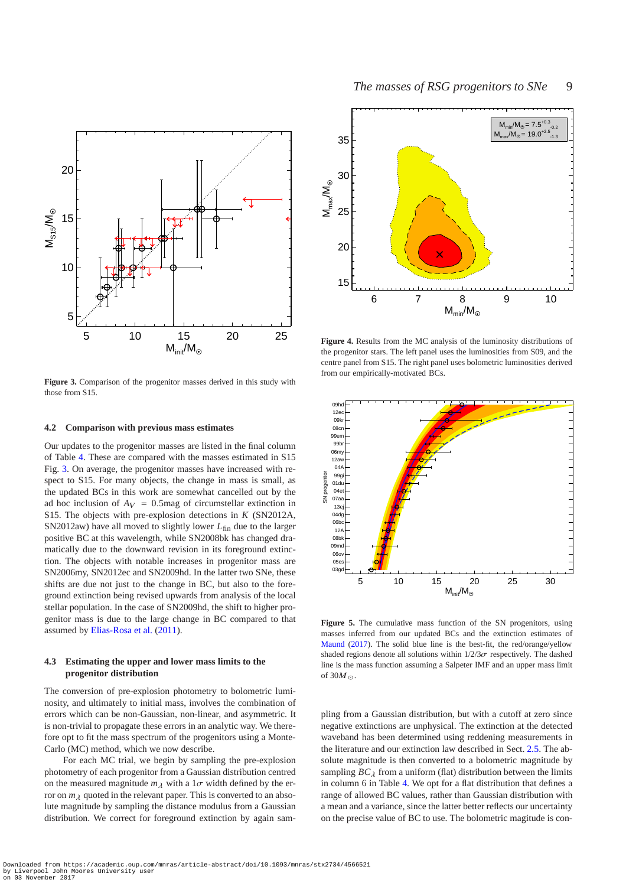**Figure 3.** Comparison of the progenitor masses derived in this study with those from S15.

### 4.2 Comparison with previous mass estimates

Our updates to the progenitor masses are listed in the final column of Table 4. These are compared with the masses estimated in S15 Fig. 3. On average, the progenitor masses have increased with respect to S15. For many objects, the change in mass is small, as the updated BCs in this work are somewhat cancelled out by the ad hoc inclusion of $A_V = 0.5$mag of circumstellar extinction in S15. The objects with pre-explosion detections in $K$ (SN2012A, SN2012aw) have all moved to slightly lower $L_{\rm fin}$ due to the larger positive BC at this wavelength, while SN2008bk has changed dramatically due to the downward revision in its foreground extinction. The objects with notable increases in progenitor mass are SN2006my, SN2012ec and SN2009hd. In the latter two SNe, these shifts are due not just to the change in BC, but also to the foreground extinction being revised upwards from analysis of the local stellar population. In the case of SN2009hd, the shift to higher progenitor mass is due to the large change in BC compared to that assumed by Elias-Rosa et al. (2011).

### 4.3 Estimating the upper and lower mass limits to the progenitor distribution

The conversion of pre-explosion photometry to bolometric luminosity, and ultimately to initial mass, involves the combination of errors which can be non-Gaussian, non-linear, and asymmetric. It is non-trivial to propagate these errors in an analytic way. We therefore opt to fit the mass spectrum of the progenitors using a Monte-Carlo (MC) method, which we now describe.

For each MC trial, we begin by sampling the pre-explosion photometry of each progenitor from a Gaussian distribution centred on the measured magnitude $m_\lambda$ with a $1\sigma$ width defined by the error on $m_\lambda$ quoted in the relevant paper. This is converted to an absolute magnitude by sampling the distance modulus from a Gaussian distribution. We correct for foreground extinction by again sampling from a Gaussian distribution, but with a cutoff at zero since negative extinctions are unphysical. The extinction at the detected waveband has been determined using reddening measurements in the literature and our extinction law described in Sect. 2.5. The absolute magnitude is then converted to a bolometric magnitude by sampling $BC_\lambda$ from a uniform (flat) distribution between the limits in column 6 in Table 4. We opt for a flat distribution that defines a range of allowed BC values, rather than Gaussian distribution with a mean and a variance, since the latter better reflects our uncertainty on the precise value of BC to use. The bolometric magitude is con-

**Figure 4.** Results from the MC analysis of the luminosity distributions of the progenitor stars. The left panel uses the luminosities from S09, and the centre panel from S15. The right panel uses bolometric luminosities derived from our empirically-motivated BCs.

**Figure 5.** The cumulative mass function of the SN progenitors, using masses inferred from our updated BCs and the extinction estimates of Maund (2017). The solid blue line is the best-fit, the red/orange/yellow shaded regions denote all solutions within $1/2/3\sigma$ respectively. The dashed line is the mass function assuming a Salpeter IMF and an upper mass limit of $30M_\odot$.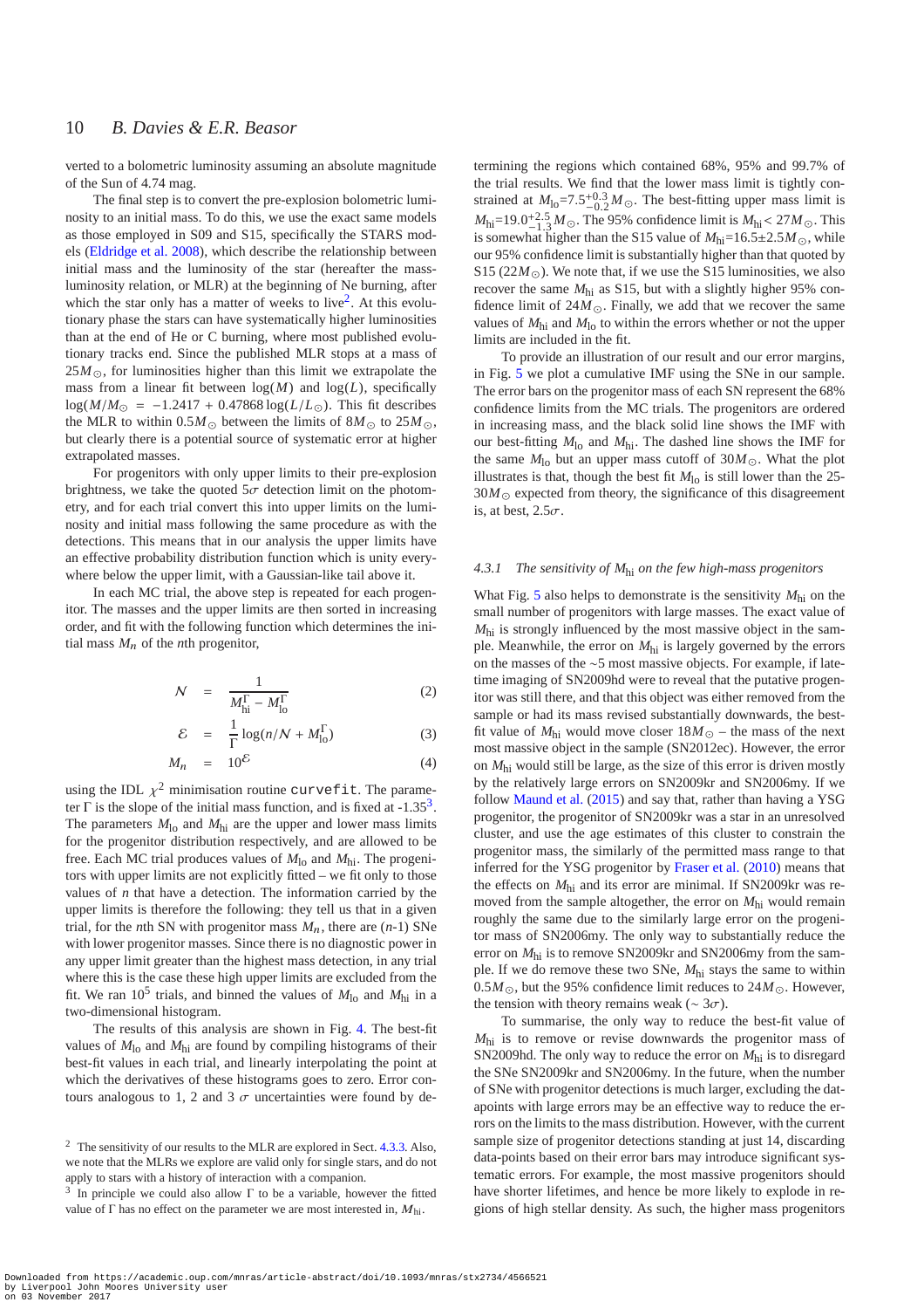verted to a bolometric luminosity assuming an absolute magnitude of the Sun of 4.74 mag.

The final step is to convert the pre-explosion bolometric luminosity to an initial mass. To do this, we use the exact same models as those employed in S09 and S15, specifically the STARS models (Eldridge et al. 2008), which describe the relationship between initial mass and the luminosity of the star (hereafter the mass-luminosity relation, or MLR) at the beginning of Ne burning, after which the star only has a matter of weeks to live[2]. At this evolutionary phase the stars can have systematically higher luminosities than at the end of He or C burning, where most published evolutionary tracks end. Since the published MLR stops at a mass of $25M_{\odot}$, for luminosities higher than this limit we extrapolate the mass from a linear fit between $\log(M)$ and $\log(L)$, specifically $\log(M/M_{\odot} = -1.2417 + 0.47868\log(L/L_{\odot})$. This fit describes the MLR to within $0.5M_{\odot}$ between the limits of $8M_{\odot}$ to $25M_{\odot}$, but clearly there is a potential source of systematic error at higher extrapolated masses.

For progenitors with only upper limits to their pre-explosion brightness, we take the quoted $5\sigma$ detection limit on the photometry, and for each trial convert this into upper limits on the luminosity and initial mass following the same procedure as with the detections. This means that in our analysis the upper limits have an effective probability distribution function which is unity everywhere below the upper limit, with a Gaussian-like tail above it.

In each MC trial, the above step is repeated for each progenitor. The masses and the upper limits are then sorted in increasing order, and fit with the following function which determines the initial mass $M_n$ of the $n$th progenitor,

$$\mathcal{N} = \frac{1}{M_{\rm hi}^{\Gamma} - M_{\rm lo}^{\Gamma}} \tag{2}$$

$$\mathcal{E} = \frac{1}{\Gamma}\log(n/\mathcal{N} + M_{\rm lo}^{\Gamma}) \tag{3}$$

$$M_n = 10^{\mathcal{E}} \tag{4}$$

using the IDL $\chi^2$ minimisation routine `curvefit`. The parameter $\Gamma$ is the slope of the initial mass function, and is fixed at -1.35[3]. The parameters $M_{\rm lo}$ and $M_{\rm hi}$ are the upper and lower mass limits for the progenitor distribution respectively, and are allowed to be free. Each MC trial produces values of $M_{\rm lo}$ and $M_{\rm hi}$. The progenitors with upper limits are not explicitly fitted – we fit only to those values of $n$ that have a detection. The information carried by the upper limits is therefore the following: they tell us that in a given trial, for the $n$th SN with progenitor mass $M_n$, there are ($n$-1) SNe with lower progenitor masses. Since there is no diagnostic power in any upper limit greater than the highest mass detection, in any trial where this is the case these high upper limits are excluded from the fit. We ran $10^5$ trials, and binned the values of $M_{\rm lo}$ and $M_{\rm hi}$ in a two-dimensional histogram.

The results of this analysis are shown in Fig. 4. The best-fit values of $M_{\rm lo}$ and $M_{\rm hi}$ are found by compiling histograms of their best-fit values in each trial, and linearly interpolating the point at which the derivatives of these histograms goes to zero. Error contours analogous to 1, 2 and 3 $\sigma$ uncertainties were found by determining the regions which contained 68%, 95% and 99.7% of the trial results. We find that the lower mass limit is tightly constrained at $M_{\rm lo}$=$7.5^{+0.3}_{-0.2}M_{\odot}$. The best-fitting upper mass limit is $M_{\rm hi}$=$19.0^{+2.5}_{-1.3}M_{\odot}$. The 95% confidence limit is $M_{\rm hi} < 27M_{\odot}$. This is somewhat higher than the S15 value of $M_{\rm hi}$=16.5±$2.5M_{\odot}$, while our 95% confidence limit is substantially higher than that quoted by S15 ($22M_{\odot}$). We note that, if we use the S15 luminosities, we also recover the same $M_{\rm hi}$ as S15, but with a slightly higher 95% confidence limit of $24M_{\odot}$. Finally, we add that we recover the same values of $M_{\rm hi}$ and $M_{\rm lo}$ to within the errors whether or not the upper limits are included in the fit.

To provide an illustration of our result and our error margins, in Fig. 5 we plot a cumulative IMF using the SNe in our sample. The error bars on the progenitor mass of each SN represent the 68% confidence limits from the MC trials. The progenitors are ordered in increasing mass, and the black solid line shows the IMF with our best-fitting $M_{\rm lo}$ and $M_{\rm hi}$. The dashed line shows the IMF for the same $M_{\rm lo}$ but an upper mass cutoff of $30M_{\odot}$. What the plot illustrates is that, though the best fit $M_{\rm lo}$ is still lower than the 25-$30M_{\odot}$ expected from theory, the significance of this disagreement is, at best, $2.5\sigma$.

### 4.3.1 *The sensitivity of $M_{\rm hi}$ on the few high-mass progenitors*

What Fig. 5 also helps to demonstrate is the sensitivity $M_{\rm hi}$ on the small number of progenitors with large masses. The exact value of $M_{\rm hi}$ is strongly influenced by the most massive object in the sample. Meanwhile, the error on $M_{\rm hi}$ is largely governed by the errors on the masses of the ~5 most massive objects. For example, if late-time imaging of SN2009hd were to reveal that the putative progenitor was still there, and that this object was either removed from the sample or had its mass revised substantially downwards, the best-fit value of $M_{\rm hi}$ would move closer $18M_{\odot}$ – the mass of the next most massive object in the sample (SN2012ec). However, the error on $M_{\rm hi}$ would still be large, as the size of this error is driven mostly by the relatively large errors on SN2009kr and SN2006my. If we follow Maund et al. (2015) and say that, rather than having a YSG progenitor, the progenitor of SN2009kr was a star in an unresolved cluster, and use the age estimates of this cluster to constrain the progenitor mass, the similarly of the permitted mass range to that inferred for the YSG progenitor by Fraser et al. (2010) means that the effects on $M_{\rm hi}$ and its error are minimal. If SN2009kr was removed from the sample altogether, the error on $M_{\rm hi}$ would remain roughly the same due to the similarly large error on the progenitor mass of SN2006my. The only way to substantially reduce the error on $M_{\rm hi}$ is to remove SN2009kr and SN2006my from the sample. If we do remove these two SNe, $M_{\rm hi}$ stays the same to within $0.5M_{\odot}$, but the 95% confidence limit reduces to $24M_{\odot}$. However, the tension with theory remains weak ($\sim 3\sigma$).

To summarise, the only way to reduce the best-fit value of $M_{\rm hi}$ is to remove or revise downwards the progenitor mass of SN2009hd. The only way to reduce the error on $M_{\rm hi}$ is to disregard the SNe SN2009kr and SN2006my. In the future, when the number of SNe with progenitor detections is much larger, excluding the datapoints with large errors may be an effective way to reduce the errors on the limits to the mass distribution. However, with the current sample size of progenitor detections standing at just 14, discarding data-points based on their error bars may introduce significant systematic errors. For example, the most massive progenitors should have shorter lifetimes, and hence be more likely to explode in regions of high stellar density. As such, the higher mass progenitors

---

[2] The sensitivity of our results to the MLR are explored in Sect. 4.3.3. Also, we note that the MLRs we explore are valid only for single stars, and do not apply to stars with a history of interaction with a companion.

[3] In principle we could also allow $\Gamma$ to be a variable, however the fitted value of $\Gamma$ has no effect on the parameter we are most interested in, $M_{\rm hi}$.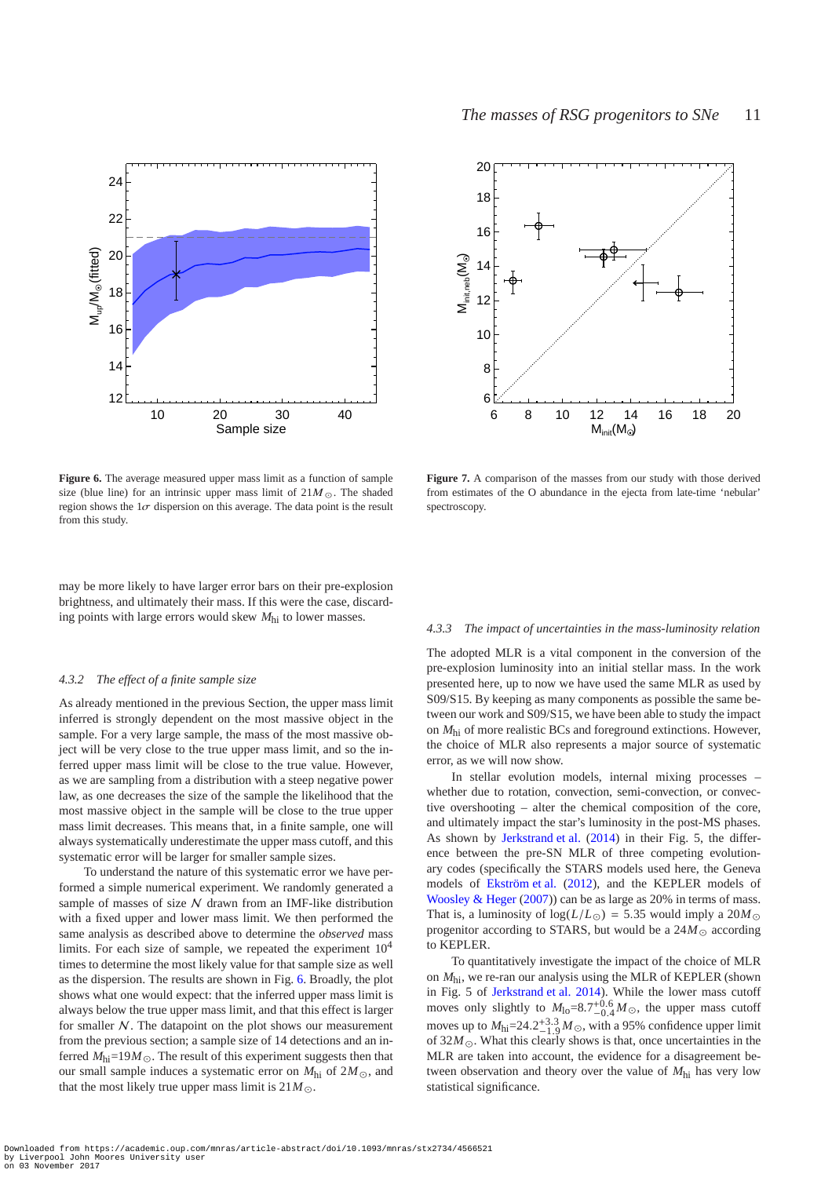**Figure 6.** The average measured upper mass limit as a function of sample size (blue line) for an intrinsic upper mass limit of $21M_\odot$. The shaded region shows the $1\sigma$ dispersion on this average. The data point is the result from this study.

**Figure 7.** A comparison of the masses from our study with those derived from estimates of the O abundance in the ejecta from late-time 'nebular' spectroscopy.

may be more likely to have larger error bars on their pre-explosion brightness, and ultimately their mass. If this were the case, discarding points with large errors would skew $M_{\rm hi}$ to lower masses.

### 4.3.2 *The effect of a finite sample size*

As already mentioned in the previous Section, the upper mass limit inferred is strongly dependent on the most massive object in the sample. For a very large sample, the mass of the most massive object will be very close to the true upper mass limit, and so the inferred upper mass limit will be close to the true value. However, as we are sampling from a distribution with a steep negative power law, as one decreases the size of the sample the likelihood that the most massive object in the sample will be close to the true upper mass limit decreases. This means that, in a finite sample, one will always systematically underestimate the upper mass cutoff, and this systematic error will be larger for smaller sample sizes.

To understand the nature of this systematic error we have performed a simple numerical experiment. We randomly generated a sample of masses of size $N$ drawn from an IMF-like distribution with a fixed upper and lower mass limit. We then performed the same analysis as described above to determine the *observed* mass limits. For each size of sample, we repeated the experiment $10^4$ times to determine the most likely value for that sample size as well as the dispersion. The results are shown in Fig. 6. Broadly, the plot shows what one would expect: that the inferred upper mass limit is always below the true upper mass limit, and that this effect is larger for smaller $N$. The datapoint on the plot shows our measurement from the previous section; a sample size of 14 detections and an inferred $M_{\rm hi}$=$19M_\odot$. The result of this experiment suggests then that our small sample induces a systematic error on $M_{\rm hi}$ of $2M_\odot$, and that the most likely true upper mass limit is $21M_\odot$.

### 4.3.3 *The impact of uncertainties in the mass-luminosity relation*

The adopted MLR is a vital component in the conversion of the pre-explosion luminosity into an initial stellar mass. In the work presented here, up to now we have used the same MLR as used by S09/S15. By keeping as many components as possible the same between our work and S09/S15, we have been able to study the impact on $M_{\rm hi}$ of more realistic BCs and foreground extinctions. However, the choice of MLR also represents a major source of systematic error, as we will now show.

In stellar evolution models, internal mixing processes – whether due to rotation, convection, semi-convection, or convective overshooting – alter the chemical composition of the core, and ultimately impact the star's luminosity in the post-MS phases. As shown by Jerkstrand et al. (2014) in their Fig. 5, the difference between the pre-SN MLR of three competing evolutionary codes (specifically the STARS models used here, the Geneva models of Ekström et al. (2012), and the KEPLER models of Woosley & Heger (2007)) can be as large as 20% in terms of mass. That is, a luminosity of $\log(L/L_\odot)$ = 5.35 would imply a $20M_\odot$ progenitor according to STARS, but would be a $24M_\odot$ according to KEPLER.

To quantitatively investigate the impact of the choice of MLR on $M_{\rm hi}$, we re-ran our analysis using the MLR of KEPLER (shown in Fig. 5 of Jerkstrand et al. 2014). While the lower mass cutoff moves only slightly to $M_{\rm lo}$=$8.7^{+0.6}_{-0.4}M_\odot$, the upper mass cutoff moves up to $M_{\rm hi}$=$24.2^{+3.3}_{-1.9}M_\odot$, with a 95% confidence upper limit of $32M_\odot$. What this clearly shows is that, once uncertainties in the MLR are taken into account, the evidence for a disagreement between observation and theory over the value of $M_{\rm hi}$ has very low statistical significance.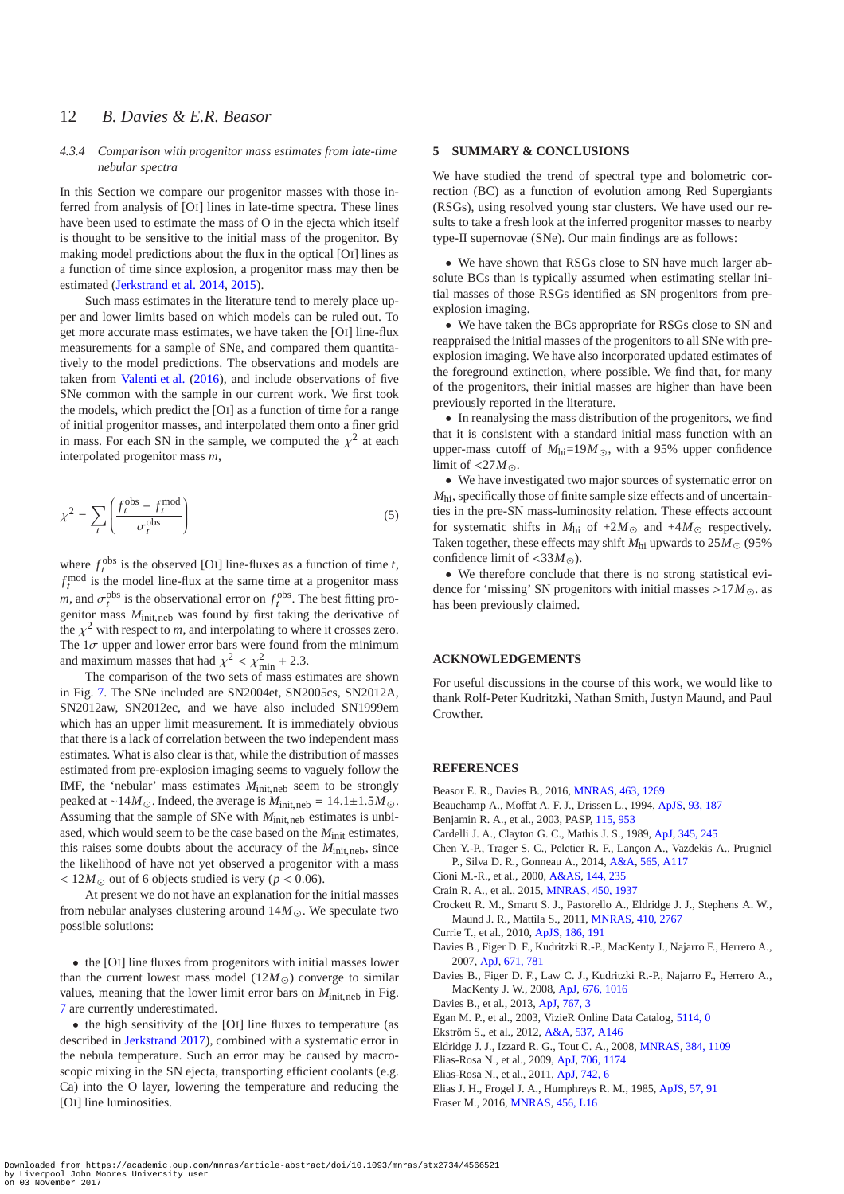#### 4.3.4 Comparison with progenitor mass estimates from late-time nebular spectra

In this Section we compare our progenitor masses with those inferred from analysis of [O I] lines in late-time spectra. These lines have been used to estimate the mass of O in the ejecta which itself is thought to be sensitive to the initial mass of the progenitor. By making model predictions about the flux in the optical [O I] lines as a function of time since explosion, a progenitor mass may then be estimated (Jerkstrand et al. 2014, 2015).

Such mass estimates in the literature tend to merely place upper and lower limits based on which models can be ruled out. To get more accurate mass estimates, we have taken the [O I] line-flux measurements for a sample of SNe, and compared them quantitatively to the model predictions. The observations and models are taken from Valenti et al. (2016), and include observations of five SNe common with the sample in our current work. We first took the models, which predict the [O I] as a function of time for a range of initial progenitor masses, and interpolated them onto a finer grid in mass. For each SN in the sample, we computed the $\chi^2$ at each interpolated progenitor mass $m$,

$$\chi^2 = \sum_t \left( \frac{f_t^{\rm obs} - f_t^{\rm mod}}{\sigma_t^{\rm obs}} \right) \tag{5}$$

where $f_t^{\rm obs}$ is the observed [O I] line-fluxes as a function of time $t$, $f_t^{\rm mod}$ is the model line-flux at the same time at a progenitor mass $m$, and $\sigma_t^{\rm obs}$ is the observational error on $f_t^{\rm obs}$. The best fitting progenitor mass $M_{\rm init,neb}$ was found by first taking the derivative of the $\chi^2$ with respect to $m$, and interpolating to where it crosses zero. The $1\sigma$ upper and lower error bars were found from the minimum and maximum masses that had $\chi^2 < \chi^2_{\rm min} + 2.3$.

The comparison of the two sets of mass estimates are shown in Fig. 7. The SNe included are SN2004et, SN2005cs, SN2012A, SN2012aw, SN2012ec, and we have also included SN1999em which has an upper limit measurement. It is immediately obvious that there is a lack of correlation between the two independent mass estimates. What is also clear is that, while the distribution of masses estimated from pre-explosion imaging seems to vaguely follow the IMF, the 'nebular' mass estimates $M_{\rm init,neb}$ seem to be strongly peaked at $\sim 14 M_\odot$. Indeed, the average is $M_{\rm init,neb} = 14.1 \pm 1.5 M_\odot$. Assuming that the sample of SNe with $M_{\rm init,neb}$ estimates is unbiased, which would seem to be the case based on the $M_{\rm init}$ estimates, this raises some doubts about the accuracy of the $M_{\rm init,neb}$, since the likelihood of have not yet observed a progenitor with a mass $< 12 M_\odot$ out of 6 objects studied is very ($p < 0.06$).

At present we do not have an explanation for the initial masses from nebular analyses clustering around $14 M_\odot$. We speculate two possible solutions:

- the [O I] line fluxes from progenitors with initial masses lower than the current lowest mass model ($12 M_\odot$) converge to similar values, meaning that the lower limit error bars on $M_{\rm init,neb}$ in Fig. 7 are currently underestimated.
- the high sensitivity of the [O I] line fluxes to temperature (as described in Jerkstrand 2017), combined with a systematic error in the nebula temperature. Such an error may be caused by macroscopic mixing in the SN ejecta, transporting efficient coolants (e.g. Ca) into the O layer, lowering the temperature and reducing the [O I] line luminosities.

## 5 SUMMARY & CONCLUSIONS

We have studied the trend of spectral type and bolometric correction (BC) as a function of evolution among Red Supergiants (RSGs), using resolved young star clusters. We have used our results to take a fresh look at the inferred progenitor masses to nearby type-II supernovae (SNe). Our main findings are as follows:

- We have shown that RSGs close to SN have much larger absolute BCs than is typically assumed when estimating stellar initial masses of those RSGs identified as SN progenitors from pre-explosion imaging.
- We have taken the BCs appropriate for RSGs close to SN and reappraised the initial masses of the progenitors to all SNe with pre-explosion imaging. We have also incorporated updated estimates of the foreground extinction, where possible. We find that, for many of the progenitors, their initial masses are higher than have been previously reported in the literature.
- In reanalysing the mass distribution of the progenitors, we find that it is consistent with a standard initial mass function with an upper-mass cutoff of $M_{\rm hi}$=$19 M_\odot$, with a 95% upper confidence limit of $< 27 M_\odot$.
- We have investigated two major sources of systematic error on $M_{\rm hi}$, specifically those of finite sample size effects and of uncertainties in the pre-SN mass-luminosity relation. These effects account for systematic shifts in $M_{\rm hi}$ of $+2 M_\odot$ and $+4 M_\odot$ respectively. Taken together, these effects may shift $M_{\rm hi}$ upwards to $25 M_\odot$ (95% confidence limit of $< 33 M_\odot$).
- We therefore conclude that there is no strong statistical evidence for 'missing' SN progenitors with initial masses $> 17 M_\odot$. as has been previously claimed.

## ACKNOWLEDGEMENTS

For useful discussions in the course of this work, we would like to thank Rolf-Peter Kudritzki, Nathan Smith, Justyn Maund, and Paul Crowther.

## REFERENCES

Beasor E. R., Davies B., 2016, MNRAS, 463, 1269
Beauchamp A., Moffat A. F. J., Drissen L., 1994, ApJS, 93, 187
Benjamin R. A., et al., 2003, PASP, 115, 953
Cardelli J. A., Clayton G. C., Mathis J. S., 1989, ApJ, 345, 245
Chen Y.-P., Trager S. C., Peletier R. F., Lançon A., Vazdekis A., Prugniel P., Silva D. R., Gonneau A., 2014, A&A, 565, A117
Cioni M.-R., et al., 2000, A&AS, 144, 235
Crain R. A., et al., 2015, MNRAS, 450, 1937
Crockett R. M., Smartt S. J., Pastorello A., Eldridge J. J., Stephens A. W., Maund J. R., Mattila S., 2011, MNRAS, 410, 2767
Currie T., et al., 2010, ApJS, 186, 191
Davies B., Figer D. F., Kudritzki R.-P., MacKenty J., Najarro F., Herrero A., 2007, ApJ, 671, 781
Davies B., Figer D. F., Law C. J., Kudritzki R.-P., Najarro F., Herrero A., MacKenty J. W., 2008, ApJ, 676, 1016
Davies B., et al., 2013, ApJ, 767, 3
Egan M. P., et al., 2003, VizieR Online Data Catalog, 5114, 0
Ekström S., et al., 2012, A&A, 537, A146
Eldridge J. J., Izzard R. G., Tout C. A., 2008, MNRAS, 384, 1109
Elias-Rosa N., et al., 2009, ApJ, 706, 1174
Elias-Rosa N., et al., 2011, ApJ, 742, 6
Elias J. H., Frogel J. A., Humphreys R. M., 1985, ApJS, 57, 91
Fraser M., 2016, MNRAS, 456, L16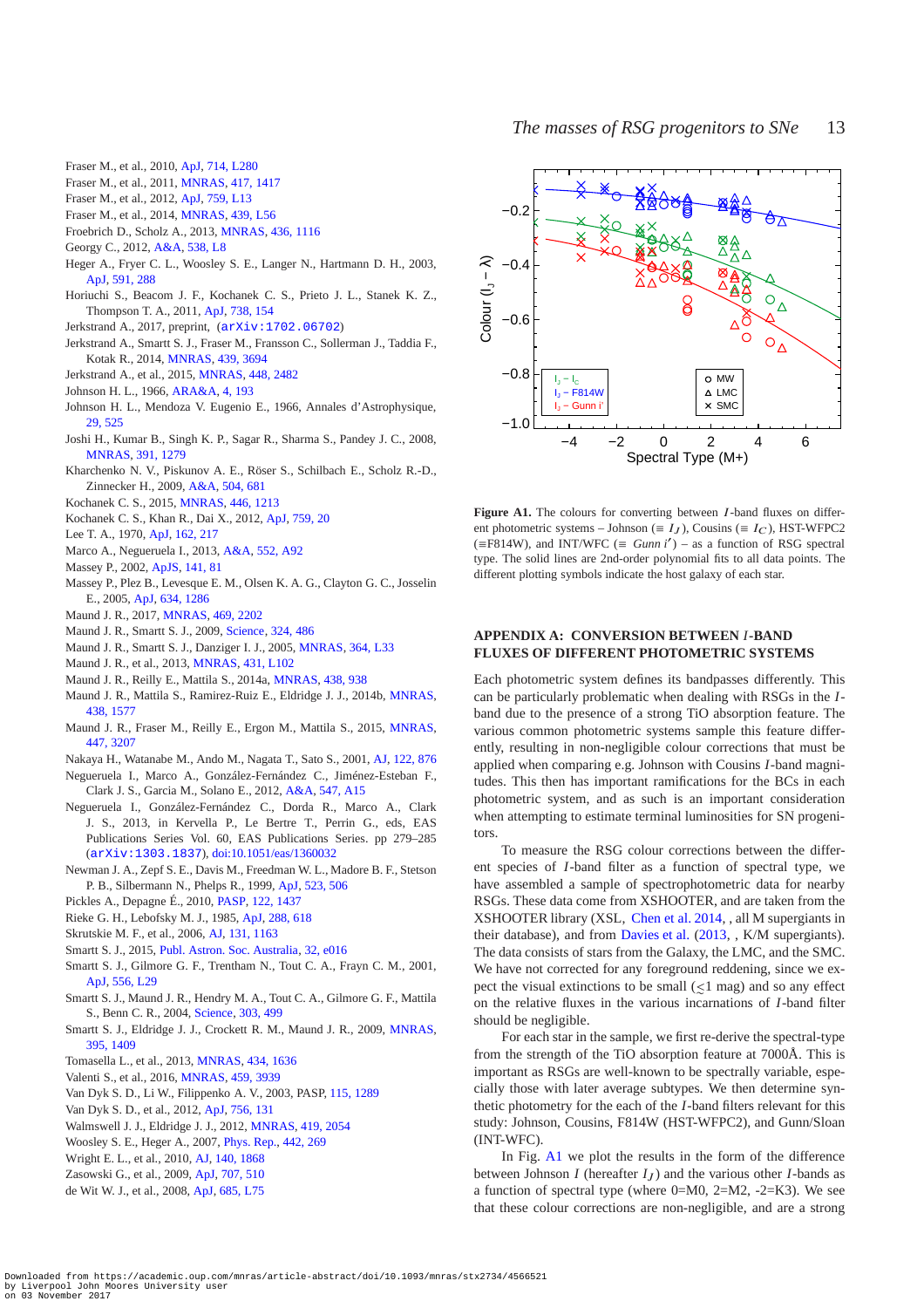Fraser M., et al., 2010, ApJ, 714, L280
Fraser M., et al., 2011, MNRAS, 417, 1417
Fraser M., et al., 2012, ApJ, 759, L13
Fraser M., et al., 2014, MNRAS, 439, L56
Froebrich D., Scholz A., 2013, MNRAS, 436, 1116
Georgy C., 2012, A&A, 538, L8
Heger A., Fryer C. L., Woosley S. E., Langer N., Hartmann D. H., 2003, ApJ, 591, 288
Horiuchi S., Beacom J. F., Kochanek C. S., Prieto J. L., Stanek K. Z., Thompson T. A., 2011, ApJ, 738, 154
Jerkstrand A., 2017, preprint, (arXiv:1702.06702)
Jerkstrand A., Smartt S. J., Fraser M., Fransson C., Sollerman J., Taddia F., Kotak R., 2014, MNRAS, 439, 3694
Jerkstrand A., et al., 2015, MNRAS, 448, 2482
Johnson H. L., 1966, ARA&A, 4, 193
Johnson H. L., Mendoza V. Eugenio E., 1966, Annales d'Astrophysique, 29, 525
Joshi H., Kumar B., Singh K. P., Sagar R., Sharma S., Pandey J. C., 2008, MNRAS, 391, 1279
Kharchenko N. V., Piskunov A. E., Röser S., Schilbach E., Scholz R.-D., Zinnecker H., 2009, A&A, 504, 681
Kochanek C. S., 2015, MNRAS, 446, 1213
Kochanek C. S., Khan R., Dai X., 2012, ApJ, 759, 20
Lee T. A., 1970, ApJ, 162, 217
Marco A., Negueruela I., 2013, A&A, 552, A92
Massey P., 2002, ApJS, 141, 81
Massey P., Plez B., Levesque E. M., Olsen K. A. G., Clayton G. C., Josselin E., 2005, ApJ, 634, 1286
Maund J. R., 2017, MNRAS, 469, 2202
Maund J. R., Smartt S. J., 2009, Science, 324, 486
Maund J. R., Smartt S. J., Danziger I. J., 2005, MNRAS, 364, L33
Maund J. R., et al., 2013, MNRAS, 431, L102
Maund J. R., Reilly E., Mattila S., 2014a, MNRAS, 438, 938
Maund J. R., Mattila S., Ramirez-Ruiz E., Eldridge J. J., 2014b, MNRAS, 438, 1577
Maund J. R., Fraser M., Reilly E., Ergon M., Mattila S., 2015, MNRAS, 447, 3207
Nakaya H., Watanabe M., Ando M., Nagata T., Sato S., 2001, AJ, 122, 876
Negueruela I., Marco A., González-Fernández C., Jiménez-Esteban F., Clark J. S., Garcia M., Solano E., 2012, A&A, 547, A15
Negueruela I., González-Fernández C., Dorda R., Marco A., Clark J. S., 2013, in Kervella P., Le Bertre T., Perrin G., eds, EAS Publications Series Vol. 60, EAS Publications Series. pp 279–285 (arXiv:1303.1837), doi:10.1051/eas/1360032
Newman J. A., Zepf S. E., Davis M., Freedman W. L., Madore B. F., Stetson P. B., Silbermann N., Phelps R., 1999, ApJ, 523, 506
Pickles A., Depagne É., 2010, PASP, 122, 1437
Rieke G. H., Lebofsky M. J., 1985, ApJ, 288, 618
Skrutskie M. F., et al., 2006, AJ, 131, 1163
Smartt S. J., 2015, Publ. Astron. Soc. Australia, 32, e016
Smartt S. J., Gilmore G. F., Trentham N., Tout C. A., Frayn C. M., 2001, ApJ, 556, L29
Smartt S. J., Maund J. R., Hendry M. A., Tout C. A., Gilmore G. F., Mattila S., Benn C. R., 2004, Science, 303, 499
Smartt S. J., Eldridge J. J., Crockett R. M., Maund J. R., 2009, MNRAS, 395, 1409
Tomasella L., et al., 2013, MNRAS, 434, 1636
Valenti S., et al., 2016, MNRAS, 459, 3939
Van Dyk S. D., Li W., Filippenko A. V., 2003, PASP, 115, 1289
Van Dyk S. D., et al., 2012, ApJ, 756, 131
Walmswell J. J., Eldridge J. J., 2012, MNRAS, 419, 2054
Woosley S. E., Heger A., 2007, Phys. Rep., 442, 269
Wright E. L., et al., 2010, AJ, 140, 1868
Zasowski G., et al., 2009, ApJ, 707, 510
de Wit W. J., et al., 2008, ApJ, 685, L75

**Figure A1.** The colours for converting between $I$-band fluxes on different photometric systems – Johnson ($\equiv I_J$), Cousins ($\equiv I_C$), HST-WFPC2 ($\equiv$F814W), and INT/WFC ($\equiv$ *Gunn i′*) – as a function of RSG spectral type. The solid lines are 2nd-order polynomial fits to all data points. The different plotting symbols indicate the host galaxy of each star.

## APPENDIX A: CONVERSION BETWEEN $I$-BAND FLUXES OF DIFFERENT PHOTOMETRIC SYSTEMS

Each photometric system defines its bandpasses differently. This can be particularly problematic when dealing with RSGs in the $I$-band due to the presence of a strong TiO absorption feature. The various common photometric systems sample this feature differently, resulting in non-negligible colour corrections that must be applied when comparing e.g. Johnson with Cousins $I$-band magnitudes. This then has important ramifications for the BCs in each photometric system, and as such is an important consideration when attempting to estimate terminal luminosities for SN progenitors.

To measure the RSG colour corrections between the different species of $I$-band filter as a function of spectral type, we have assembled a sample of spectrophotometric data for nearby RSGs. These data come from XSHOOTER, and are taken from the XSHOOTER library (XSL, Chen et al. 2014, , all M supergiants in their database), and from Davies et al. (2013, , K/M supergiants). The data consists of stars from the Galaxy, the LMC, and the SMC. We have not corrected for any foreground reddening, since we expect the visual extinctions to be small ($\lesssim$1 mag) and so any effect on the relative fluxes in the various incarnations of $I$-band filter should be negligible.

For each star in the sample, we first re-derive the spectral-type from the strength of the TiO absorption feature at 7000Å. This is important as RSGs are well-known to be spectrally variable, especially those with later average subtypes. We then determine synthetic photometry for the each of the $I$-band filters relevant for this study: Johnson, Cousins, F814W (HST-WFPC2), and Gunn/Sloan (INT-WFC).

In Fig. A1 we plot the results in the form of the difference between Johnson $I$ (hereafter $I_J$) and the various other $I$-bands as a function of spectral type (where 0=M0, 2=M2, -2=K3). We see that these colour corrections are non-negligible, and are a strong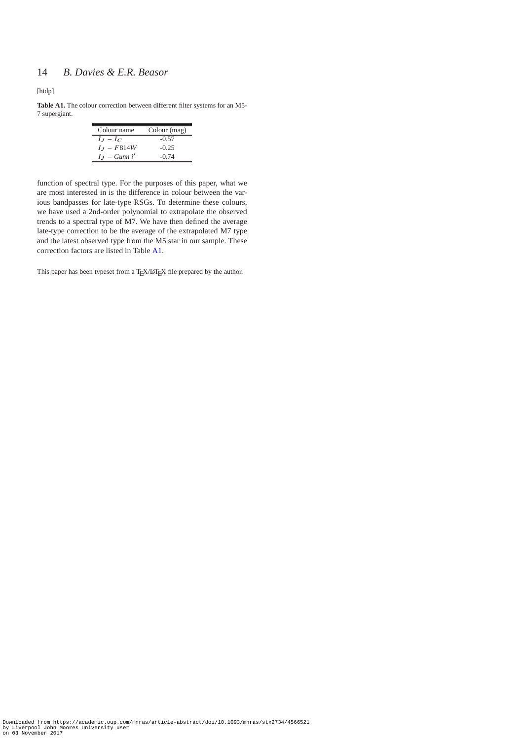[htdp]

**Table A1.** The colour correction between different filter systems for an M5-7 supergiant.

| Colour name | Colour (mag) |
|---|---|
| $I_J - I_C$ | -0.57 |
| $I_J - F814W$ | -0.25 |
| $I_J$ − *Gunn* $i'$ | -0.74 |

function of spectral type. For the purposes of this paper, what we are most interested in is the difference in colour between the various bandpasses for late-type RSGs. To determine these colours, we have used a 2nd-order polynomial to extrapolate the observed trends to a spectral type of M7. We have then defined the average late-type correction to be the average of the extrapolated M7 type and the latest observed type from the M5 star in our sample. These correction factors are listed in Table A1.

This paper has been typeset from a TEX/LATEX file prepared by the author.